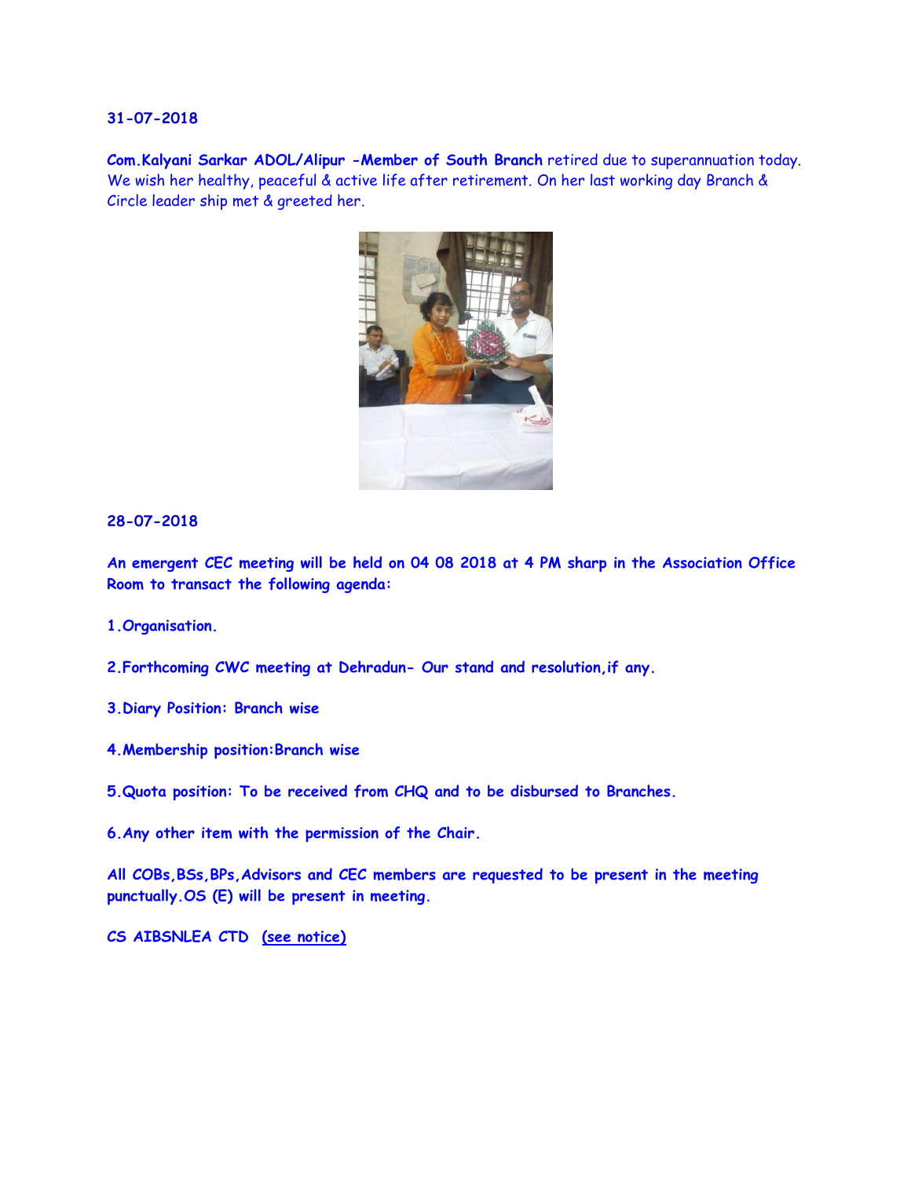**31-07-2018**

**Com.Kalyani Sarkar ADOL/Alipur -Member of South Branch** retired due to superannuation today. We wish her healthy, peaceful & active life after retirement. On her last working day Branch & Circle leader ship met & greeted her.

**28-07-2018**

**An emergent CEC meeting will be held on 04 08 2018 at 4 PM sharp in the Association Office Room to transact the following agenda:**

**1.Organisation.**

**2.Forthcoming CWC meeting at Dehradun- Our stand and resolution,if any.**

**3.Diary Position: Branch wise**

**4.Membership position:Branch wise**

**5.Quota position: To be received from CHQ and to be disbursed to Branches.**

**6.Any other item with the permission of the Chair.**

**All COBs,BSs,BPs,Advisors and CEC members are requested to be present in the meeting punctually.OS (E) will be present in meeting.**

**CS AIBSNLEA CTD (see notice)**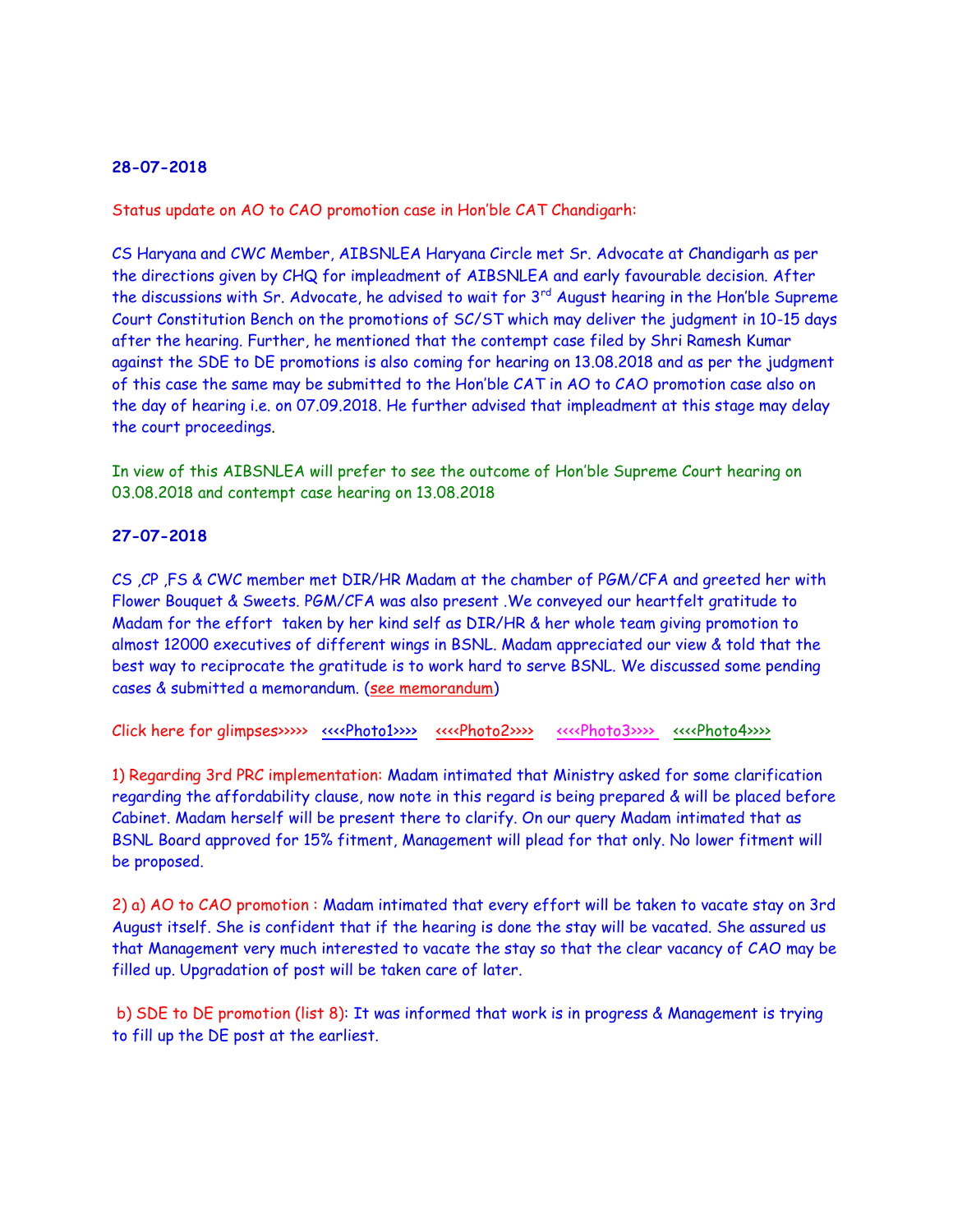**28-07-2018**

Status update on AO to CAO promotion case in Hon'ble CAT Chandigarh:

CS Haryana and CWC Member, AIBSNLEA Haryana Circle met Sr. Advocate at Chandigarh as per the directions given by CHQ for impleadment of AIBSNLEA and early favourable decision. After the discussions with Sr. Advocate, he advised to wait for 3rd August hearing in the Hon'ble Supreme Court Constitution Bench on the promotions of SC/ST which may deliver the judgment in 10-15 days after the hearing. Further, he mentioned that the contempt case filed by Shri Ramesh Kumar against the SDE to DE promotions is also coming for hearing on 13.08.2018 and as per the judgment of this case the same may be submitted to the Hon'ble CAT in AO to CAO promotion case also on the day of hearing i.e. on 07.09.2018. He further advised that impleadment at this stage may delay the court proceedings.

In view of this AIBSNLEA will prefer to see the outcome of Hon'ble Supreme Court hearing on 03.08.2018 and contempt case hearing on 13.08.2018

**27-07-2018**

CS ,CP ,FS & CWC member met DIR/HR Madam at the chamber of PGM/CFA and greeted her with Flower Bouquet & Sweets. PGM/CFA was also present .We conveyed our heartfelt gratitude to Madam for the effort taken by her kind self as DIR/HR & her whole team giving promotion to almost 12000 executives of different wings in BSNL. Madam appreciated our view & told that the best way to reciprocate the gratitude is to work hard to serve BSNL. We discussed some pending cases & submitted a memorandum. (see memorandum)

Click here for glimpses>>>>> <<<<Photo1>>>> <<<<Photo2>>>> <<<<Photo3>>>> <<<<Photo4>>>>

1) Regarding 3rd PRC implementation: Madam intimated that Ministry asked for some clarification regarding the affordability clause, now note in this regard is being prepared & will be placed before Cabinet. Madam herself will be present there to clarify. On our query Madam intimated that as BSNL Board approved for 15% fitment, Management will plead for that only. No lower fitment will be proposed.

2) a) AO to CAO promotion : Madam intimated that every effort will be taken to vacate stay on 3rd August itself. She is confident that if the hearing is done the stay will be vacated. She assured us that Management very much interested to vacate the stay so that the clear vacancy of CAO may be filled up. Upgradation of post will be taken care of later.

b) SDE to DE promotion (list 8): It was informed that work is in progress & Management is trying to fill up the DE post at the earliest.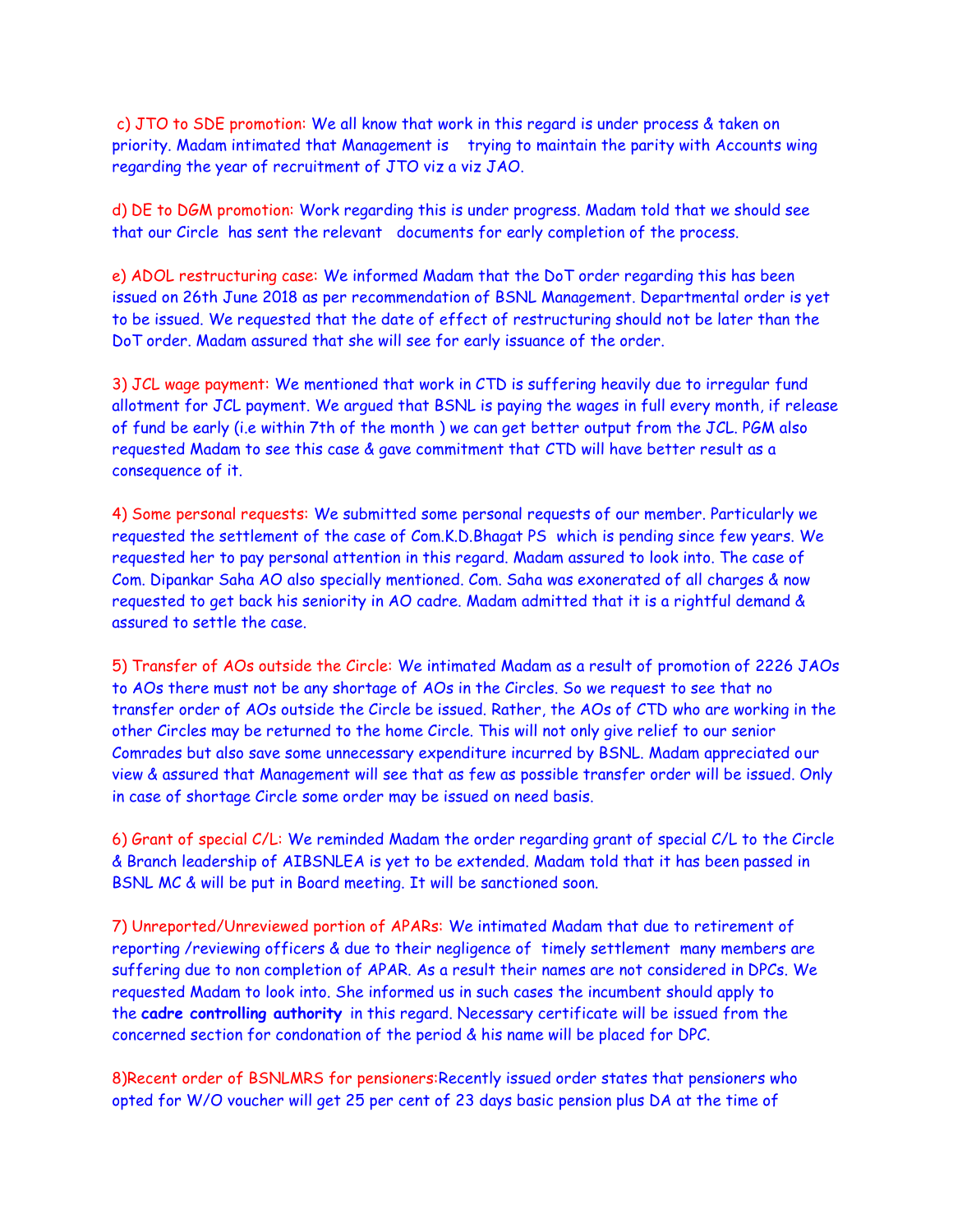c) JTO to SDE promotion: We all know that work in this regard is under process & taken on priority. Madam intimated that Management is trying to maintain the parity with Accounts wing regarding the year of recruitment of JTO viz a viz JAO.

d) DE to DGM promotion: Work regarding this is under progress. Madam told that we should see that our Circle has sent the relevant documents for early completion of the process.

e) ADOL restructuring case: We informed Madam that the DoT order regarding this has been issued on 26th June 2018 as per recommendation of BSNL Management. Departmental order is yet to be issued. We requested that the date of effect of restructuring should not be later than the DoT order. Madam assured that she will see for early issuance of the order.

3) JCL wage payment: We mentioned that work in CTD is suffering heavily due to irregular fund allotment for JCL payment. We argued that BSNL is paying the wages in full every month, if release of fund be early (i.e within 7th of the month ) we can get better output from the JCL. PGM also requested Madam to see this case & gave commitment that CTD will have better result as a consequence of it.

4) Some personal requests: We submitted some personal requests of our member. Particularly we requested the settlement of the case of Com.K.D.Bhagat PS which is pending since few years. We requested her to pay personal attention in this regard. Madam assured to look into. The case of Com. Dipankar Saha AO also specially mentioned. Com. Saha was exonerated of all charges & now requested to get back his seniority in AO cadre. Madam admitted that it is a rightful demand & assured to settle the case.

5) Transfer of AOs outside the Circle: We intimated Madam as a result of promotion of 2226 JAOs to AOs there must not be any shortage of AOs in the Circles. So we request to see that no transfer order of AOs outside the Circle be issued. Rather, the AOs of CTD who are working in the other Circles may be returned to the home Circle. This will not only give relief to our senior Comrades but also save some unnecessary expenditure incurred by BSNL. Madam appreciated our view & assured that Management will see that as few as possible transfer order will be issued. Only in case of shortage Circle some order may be issued on need basis.

6) Grant of special C/L: We reminded Madam the order regarding grant of special C/L to the Circle & Branch leadership of AIBSNLEA is yet to be extended. Madam told that it has been passed in BSNL MC & will be put in Board meeting. It will be sanctioned soon.

7) Unreported/Unreviewed portion of APARs: We intimated Madam that due to retirement of reporting /reviewing officers & due to their negligence of timely settlement many members are suffering due to non completion of APAR. As a result their names are not considered in DPCs. We requested Madam to look into. She informed us in such cases the incumbent should apply to the **cadre controlling authority** in this regard. Necessary certificate will be issued from the concerned section for condonation of the period & his name will be placed for DPC.

8)Recent order of BSNLMRS for pensioners:Recently issued order states that pensioners who opted for W/O voucher will get 25 per cent of 23 days basic pension plus DA at the time of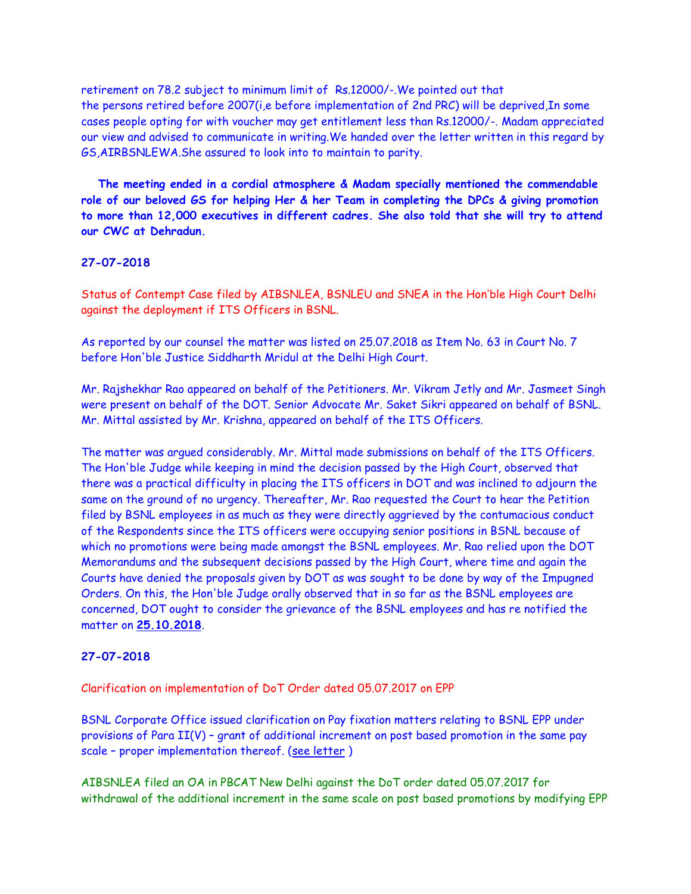retirement on 78.2 subject to minimum limit of Rs.12000/-.We pointed out that the persons retired before 2007(i,e before implementation of 2nd PRC) will be deprived,In some cases people opting for with voucher may get entitlement less than Rs.12000/-. Madam appreciated our view and advised to communicate in writing.We handed over the letter written in this regard by GS,AIRBSNLEWA.She assured to look into to maintain to parity.

**The meeting ended in a cordial atmosphere & Madam specially mentioned the commendable role of our beloved GS for helping Her & her Team in completing the DPCs & giving promotion to more than 12,000 executives in different cadres. She also told that she will try to attend our CWC at Dehradun.**

**27-07-2018**

Status of Contempt Case filed by AIBSNLEA, BSNLEU and SNEA in the Hon'ble High Court Delhi against the deployment if ITS Officers in BSNL.

As reported by our counsel the matter was listed on 25.07.2018 as Item No. 63 in Court No. 7 before Hon'ble Justice Siddharth Mridul at the Delhi High Court.

Mr. Rajshekhar Rao appeared on behalf of the Petitioners. Mr. Vikram Jetly and Mr. Jasmeet Singh were present on behalf of the DOT. Senior Advocate Mr. Saket Sikri appeared on behalf of BSNL. Mr. Mittal assisted by Mr. Krishna, appeared on behalf of the ITS Officers.

The matter was argued considerably. Mr. Mittal made submissions on behalf of the ITS Officers. The Hon'ble Judge while keeping in mind the decision passed by the High Court, observed that there was a practical difficulty in placing the ITS officers in DOT and was inclined to adjourn the same on the ground of no urgency. Thereafter, Mr. Rao requested the Court to hear the Petition filed by BSNL employees in as much as they were directly aggrieved by the contumacious conduct of the Respondents since the ITS officers were occupying senior positions in BSNL because of which no promotions were being made amongst the BSNL employees. Mr. Rao relied upon the DOT Memorandums and the subsequent decisions passed by the High Court, where time and again the Courts have denied the proposals given by DOT as was sought to be done by way of the Impugned Orders. On this, the Hon'ble Judge orally observed that in so far as the BSNL employees are concerned, DOT ought to consider the grievance of the BSNL employees and has re notified the matter on **25.10.2018**.

**27-07-2018**

Clarification on implementation of DoT Order dated 05.07.2017 on EPP

BSNL Corporate Office issued clarification on Pay fixation matters relating to BSNL EPP under provisions of Para II(V) – grant of additional increment on post based promotion in the same pay scale – proper implementation thereof. (see letter )

AIBSNLEA filed an OA in PBCAT New Delhi against the DoT order dated 05.07.2017 for withdrawal of the additional increment in the same scale on post based promotions by modifying EPP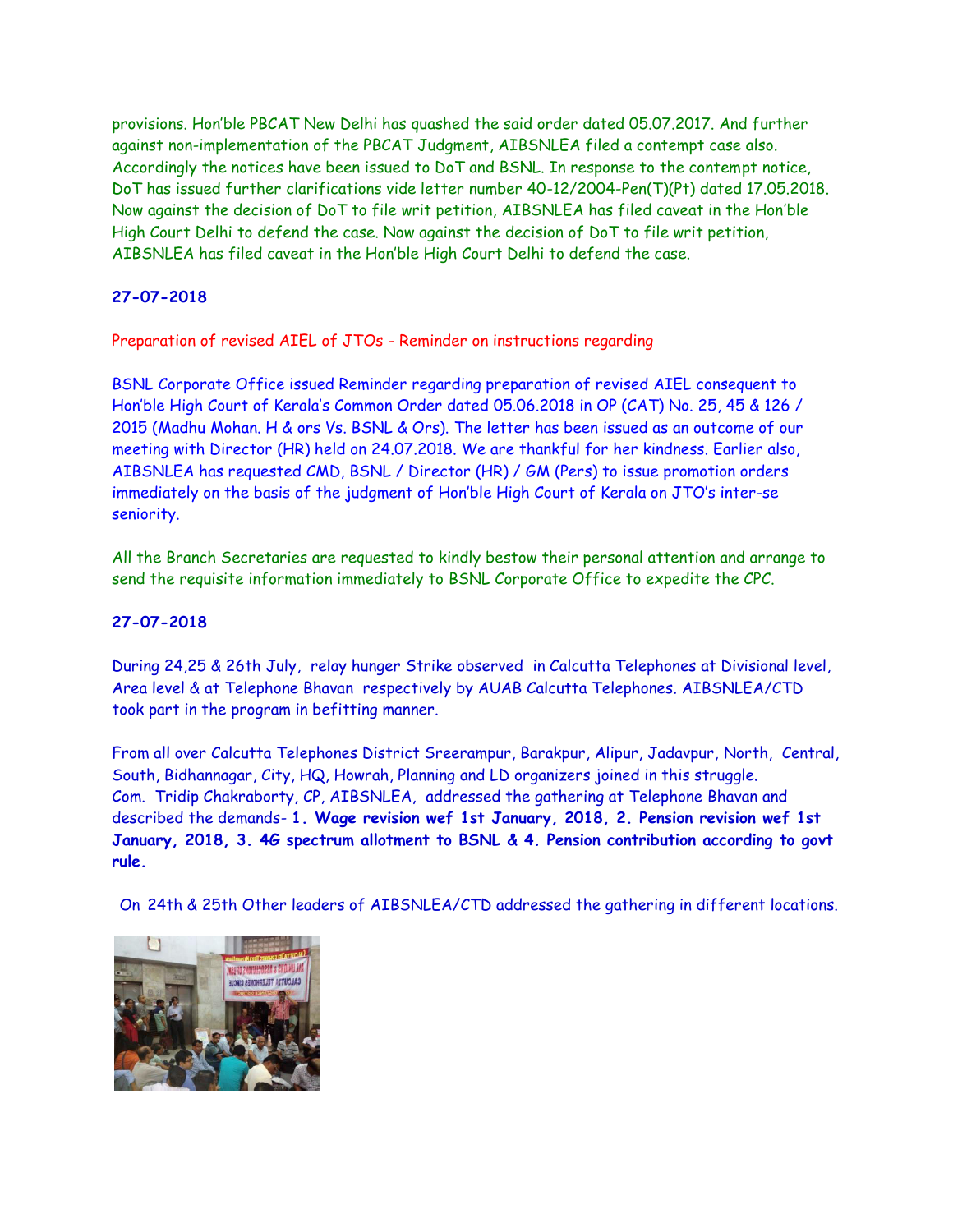provisions. Hon'ble PBCAT New Delhi has quashed the said order dated 05.07.2017. And further against non-implementation of the PBCAT Judgment, AIBSNLEA filed a contempt case also. Accordingly the notices have been issued to DoT and BSNL. In response to the contempt notice, DoT has issued further clarifications vide letter number 40-12/2004-Pen(T)(Pt) dated 17.05.2018. Now against the decision of DoT to file writ petition, AIBSNLEA has filed caveat in the Hon'ble High Court Delhi to defend the case. Now against the decision of DoT to file writ petition, AIBSNLEA has filed caveat in the Hon'ble High Court Delhi to defend the case.

**27-07-2018**

Preparation of revised AIEL of JTOs - Reminder on instructions regarding

BSNL Corporate Office issued Reminder regarding preparation of revised AIEL consequent to Hon'ble High Court of Kerala's Common Order dated 05.06.2018 in OP (CAT) No. 25, 45 & 126 / 2015 (Madhu Mohan. H & ors Vs. BSNL & Ors). The letter has been issued as an outcome of our meeting with Director (HR) held on 24.07.2018. We are thankful for her kindness. Earlier also, AIBSNLEA has requested CMD, BSNL / Director (HR) / GM (Pers) to issue promotion orders immediately on the basis of the judgment of Hon'ble High Court of Kerala on JTO's inter-se seniority.

All the Branch Secretaries are requested to kindly bestow their personal attention and arrange to send the requisite information immediately to BSNL Corporate Office to expedite the CPC.

**27-07-2018**

During 24,25 & 26th July, relay hunger Strike observed in Calcutta Telephones at Divisional level, Area level & at Telephone Bhavan respectively by AUAB Calcutta Telephones. AIBSNLEA/CTD took part in the program in befitting manner.

From all over Calcutta Telephones District Sreerampur, Barakpur, Alipur, Jadavpur, North, Central, South, Bidhannagar, City, HQ, Howrah, Planning and LD organizers joined in this struggle. Com. Tridip Chakraborty, CP, AIBSNLEA, addressed the gathering at Telephone Bhavan and described the demands- **1. Wage revision wef 1st January, 2018, 2. Pension revision wef 1st January, 2018, 3. 4G spectrum allotment to BSNL & 4. Pension contribution according to govt rule.**

On 24th & 25th Other leaders of AIBSNLEA/CTD addressed the gathering in different locations.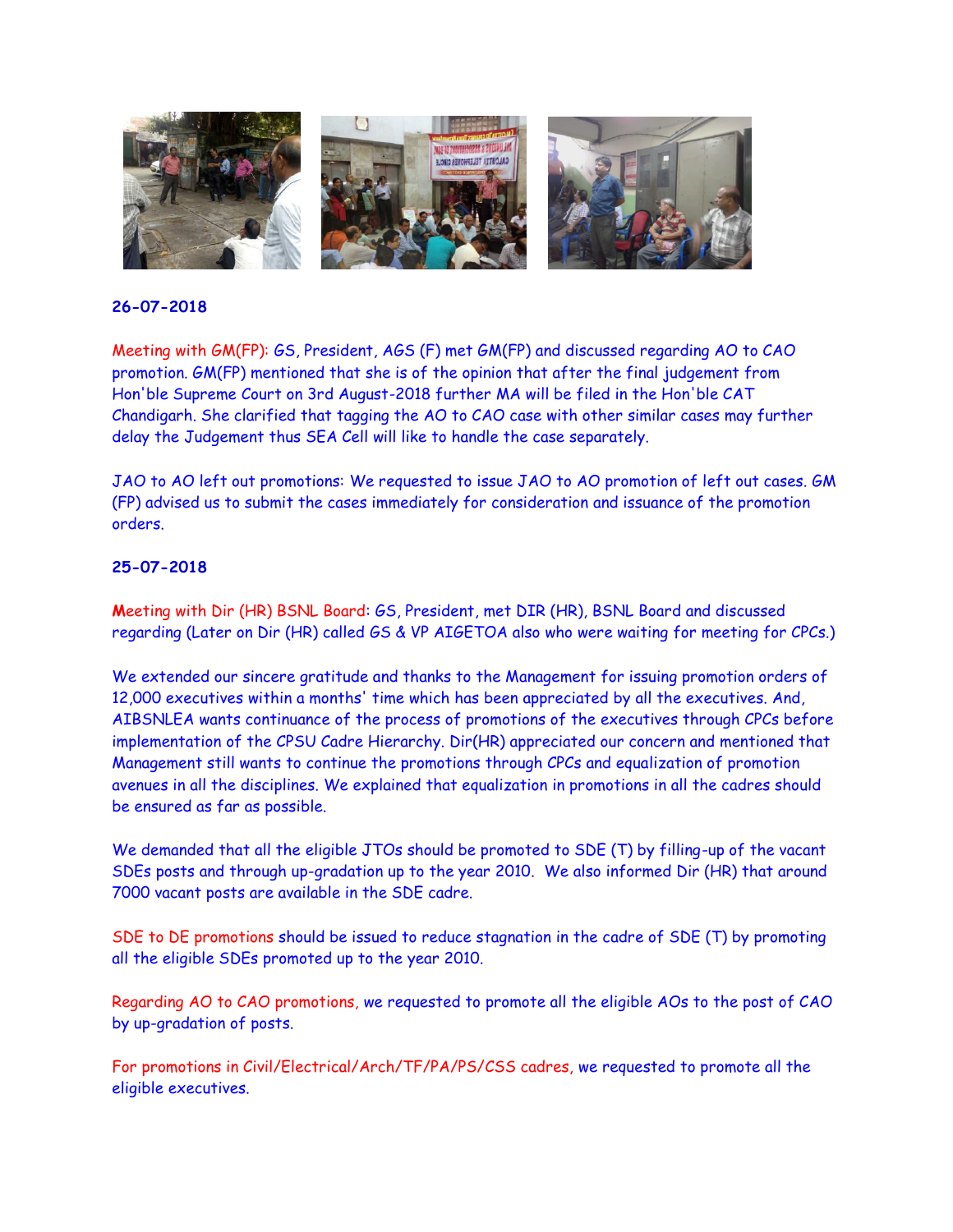**26-07-2018**

Meeting with GM(FP): GS, President, AGS (F) met GM(FP) and discussed regarding AO to CAO promotion. GM(FP) mentioned that she is of the opinion that after the final judgement from Hon'ble Supreme Court on 3rd August-2018 further MA will be filed in the Hon'ble CAT Chandigarh. She clarified that tagging the AO to CAO case with other similar cases may further delay the Judgement thus SEA Cell will like to handle the case separately.

JAO to AO left out promotions: We requested to issue JAO to AO promotion of left out cases. GM (FP) advised us to submit the cases immediately for consideration and issuance of the promotion orders.

**25-07-2018**

Meeting with Dir (HR) BSNL Board: GS, President, met DIR (HR), BSNL Board and discussed regarding (Later on Dir (HR) called GS & VP AIGETOA also who were waiting for meeting for CPCs.)

We extended our sincere gratitude and thanks to the Management for issuing promotion orders of 12,000 executives within a months' time which has been appreciated by all the executives. And, AIBSNLEA wants continuance of the process of promotions of the executives through CPCs before implementation of the CPSU Cadre Hierarchy. Dir(HR) appreciated our concern and mentioned that Management still wants to continue the promotions through CPCs and equalization of promotion avenues in all the disciplines. We explained that equalization in promotions in all the cadres should be ensured as far as possible.

We demanded that all the eligible JTOs should be promoted to SDE (T) by filling-up of the vacant SDEs posts and through up-gradation up to the year 2010. We also informed Dir (HR) that around 7000 vacant posts are available in the SDE cadre.

SDE to DE promotions should be issued to reduce stagnation in the cadre of SDE (T) by promoting all the eligible SDEs promoted up to the year 2010.

Regarding AO to CAO promotions, we requested to promote all the eligible AOs to the post of CAO by up-gradation of posts.

For promotions in Civil/Electrical/Arch/TF/PA/PS/CSS cadres, we requested to promote all the eligible executives.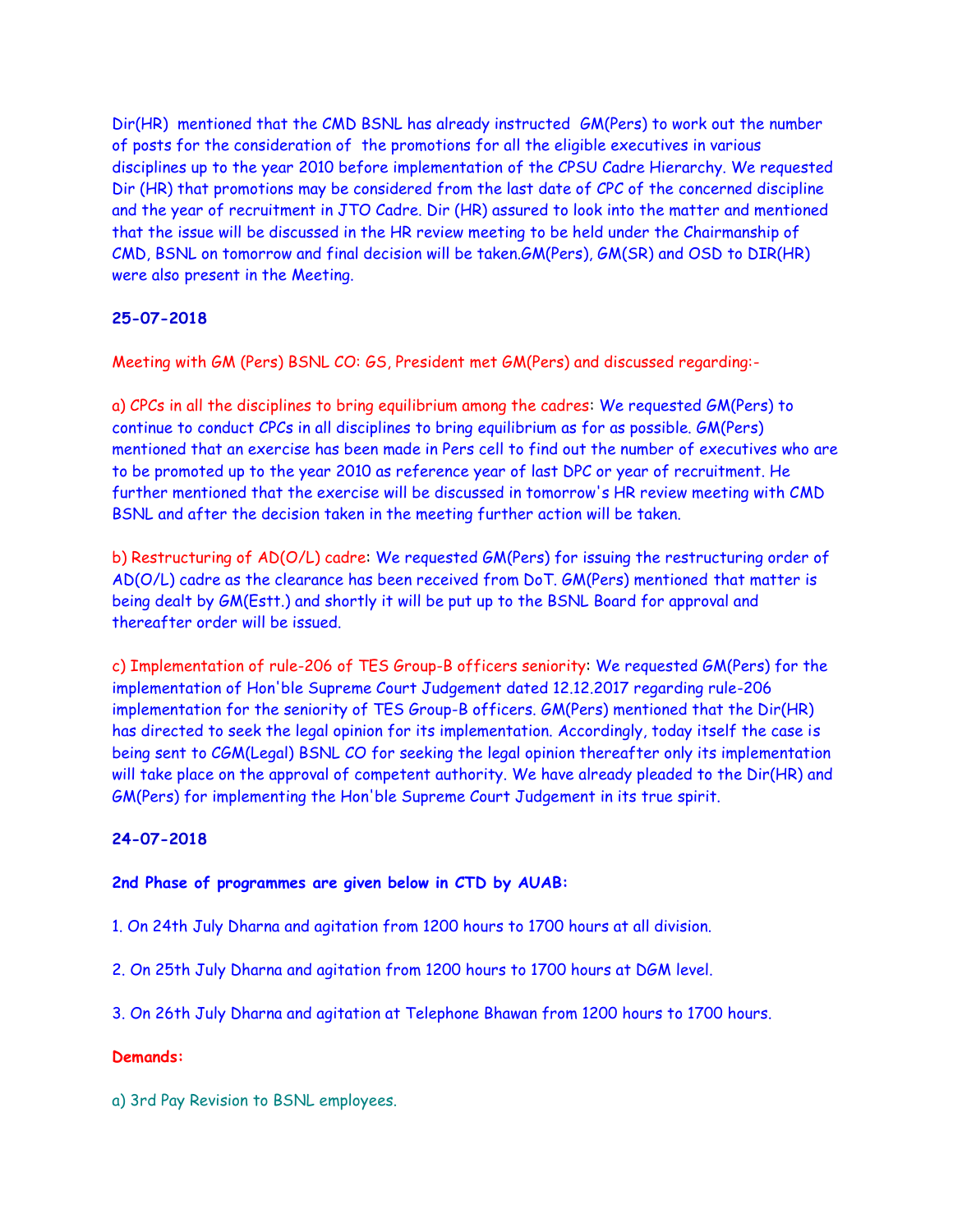Dir(HR) mentioned that the CMD BSNL has already instructed GM(Pers) to work out the number of posts for the consideration of the promotions for all the eligible executives in various disciplines up to the year 2010 before implementation of the CPSU Cadre Hierarchy. We requested Dir (HR) that promotions may be considered from the last date of CPC of the concerned discipline and the year of recruitment in JTO Cadre. Dir (HR) assured to look into the matter and mentioned that the issue will be discussed in the HR review meeting to be held under the Chairmanship of CMD, BSNL on tomorrow and final decision will be taken.GM(Pers), GM(SR) and OSD to DIR(HR) were also present in the Meeting.

**25-07-2018**

Meeting with GM (Pers) BSNL CO: GS, President met GM(Pers) and discussed regarding:-

a) CPCs in all the disciplines to bring equilibrium among the cadres: We requested GM(Pers) to continue to conduct CPCs in all disciplines to bring equilibrium as for as possible. GM(Pers) mentioned that an exercise has been made in Pers cell to find out the number of executives who are to be promoted up to the year 2010 as reference year of last DPC or year of recruitment. He further mentioned that the exercise will be discussed in tomorrow's HR review meeting with CMD BSNL and after the decision taken in the meeting further action will be taken.

b) Restructuring of AD(O/L) cadre: We requested GM(Pers) for issuing the restructuring order of AD(O/L) cadre as the clearance has been received from DoT. GM(Pers) mentioned that matter is being dealt by GM(Estt.) and shortly it will be put up to the BSNL Board for approval and thereafter order will be issued.

c) Implementation of rule-206 of TES Group-B officers seniority: We requested GM(Pers) for the implementation of Hon'ble Supreme Court Judgement dated 12.12.2017 regarding rule-206 implementation for the seniority of TES Group-B officers. GM(Pers) mentioned that the Dir(HR) has directed to seek the legal opinion for its implementation. Accordingly, today itself the case is being sent to CGM(Legal) BSNL CO for seeking the legal opinion thereafter only its implementation will take place on the approval of competent authority. We have already pleaded to the Dir(HR) and GM(Pers) for implementing the Hon'ble Supreme Court Judgement in its true spirit.

**24-07-2018**

**2nd Phase of programmes are given below in CTD by AUAB:**

1. On 24th July Dharna and agitation from 1200 hours to 1700 hours at all division.

2. On 25th July Dharna and agitation from 1200 hours to 1700 hours at DGM level.

3. On 26th July Dharna and agitation at Telephone Bhawan from 1200 hours to 1700 hours.

**Demands:**

a) 3rd Pay Revision to BSNL employees.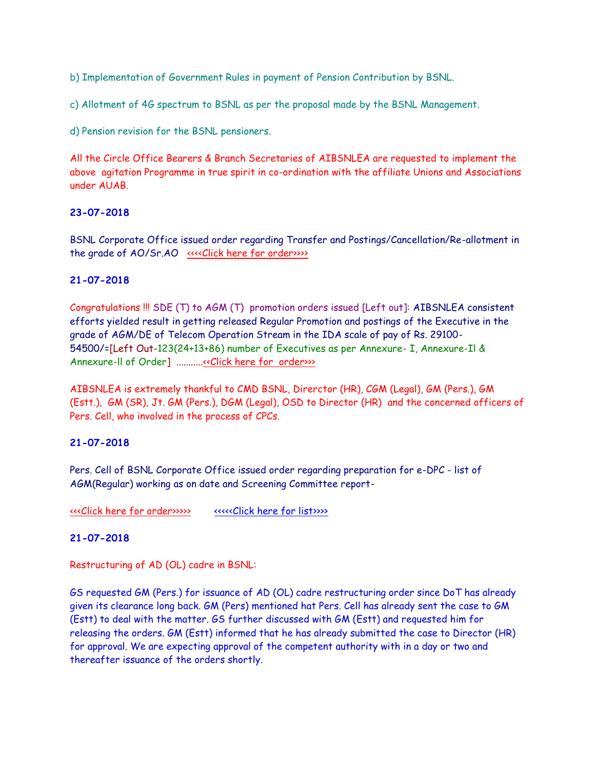b) Implementation of Government Rules in payment of Pension Contribution by BSNL.

c) Allotment of 4G spectrum to BSNL as per the proposal made by the BSNL Management.

d) Pension revision for the BSNL pensioners.

All the Circle Office Bearers & Branch Secretaries of AIBSNLEA are requested to implement the above agitation Programme in true spirit in co-ordination with the affiliate Unions and Associations under AUAB.

**23-07-2018**

BSNL Corporate Office issued order regarding Transfer and Postings/Cancellation/Re-allotment in the grade of AO/Sr.AO <<<<Click here for order>>>>

**21-07-2018**

Congratulations !!! SDE (T) to AGM (T) promotion orders issued [Left out]: AIBSNLEA consistent efforts yielded result in getting released Regular Promotion and postings of the Executive in the grade of AGM/DE of Telecom Operation Stream in the IDA scale of pay of Rs. 29100-54500/=[Left Out-123(24+13+86) number of Executives as per Annexure- I, Annexure-Il & Annexure-ll of Order] ...........<<Click here for order>>>

AIBSNLEA is extremely thankful to CMD BSNL, Direrctor (HR), CGM (Legal), GM (Pers.), GM (Estt.), GM (SR), Jt. GM (Pers.), DGM (Legal), OSD to Director (HR) and the concerned officers of Pers. Cell, who involved in the process of CPCs.

**21-07-2018**

Pers. Cell of BSNL Corporate Office issued order regarding preparation for e-DPC - list of AGM(Regular) working as on date and Screening Committee report-

<<<Click here for order>>>>> <<<<<Click here for list>>>>

**21-07-2018**

Restructuring of AD (OL) cadre in BSNL:

GS requested GM (Pers.) for issuance of AD (OL) cadre restructuring order since DoT has already given its clearance long back. GM (Pers) mentioned hat Pers. Cell has already sent the case to GM (Estt) to deal with the matter. GS further discussed with GM (Estt) and requested him for releasing the orders. GM (Estt) informed that he has already submitted the case to Director (HR) for approval. We are expecting approval of the competent authority with in a day or two and thereafter issuance of the orders shortly.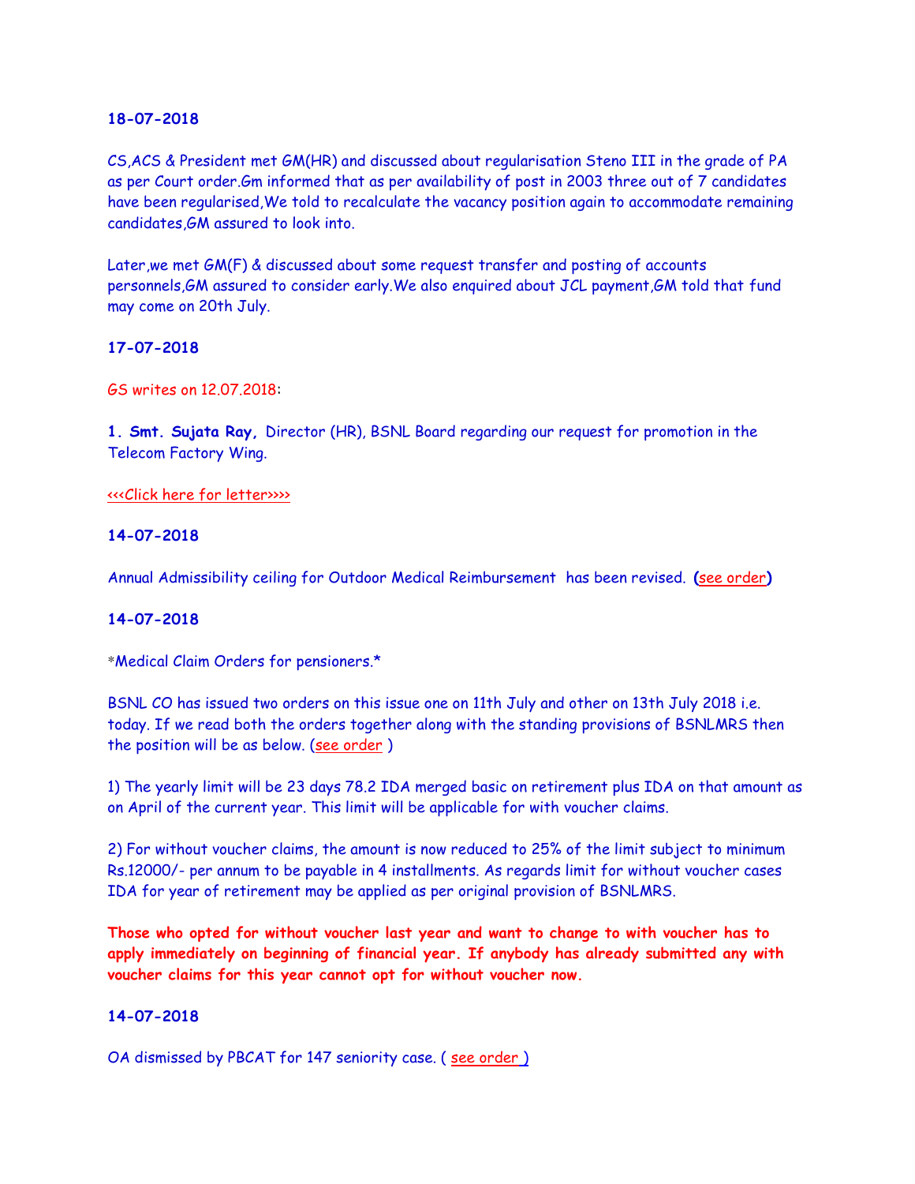**18-07-2018**

CS,ACS & President met GM(HR) and discussed about regularisation Steno III in the grade of PA as per Court order.Gm informed that as per availability of post in 2003 three out of 7 candidates have been regularised,We told to recalculate the vacancy position again to accommodate remaining candidates,GM assured to look into.

Later,we met GM(F) & discussed about some request transfer and posting of accounts personnels,GM assured to consider early.We also enquired about JCL payment,GM told that fund may come on 20th July.

**17-07-2018**

GS writes on 12.07.2018:

**1. Smt. Sujata Ray,** Director (HR), BSNL Board regarding our request for promotion in the Telecom Factory Wing.

<<<Click here for letter>>>>

**14-07-2018**

Annual Admissibility ceiling for Outdoor Medical Reimbursement has been revised. **(**see order**)**

**14-07-2018**

*Medical Claim Orders for pensioners.*

BSNL CO has issued two orders on this issue one on 11th July and other on 13th July 2018 i.e. today. If we read both the orders together along with the standing provisions of BSNLMRS then the position will be as below. (see order )

1) The yearly limit will be 23 days 78.2 IDA merged basic on retirement plus IDA on that amount as on April of the current year. This limit will be applicable for with voucher claims.

2) For without voucher claims, the amount is now reduced to 25% of the limit subject to minimum Rs.12000/- per annum to be payable in 4 installments. As regards limit for without voucher cases IDA for year of retirement may be applied as per original provision of BSNLMRS.

**Those who opted for without voucher last year and want to change to with voucher has to apply immediately on beginning of financial year. If anybody has already submitted any with voucher claims for this year cannot opt for without voucher now.**

**14-07-2018**

OA dismissed by PBCAT for 147 seniority case. ( see order )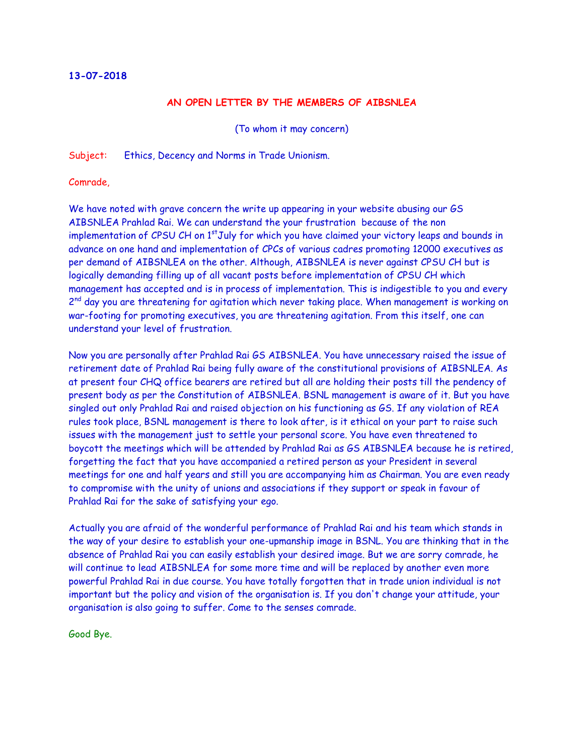**13-07-2018**

## AN OPEN LETTER BY THE MEMBERS OF AIBSNLEA

(To whom it may concern)

Subject: Ethics, Decency and Norms in Trade Unionism.

Comrade,

We have noted with grave concern the write up appearing in your website abusing our GS AIBSNLEA Prahlad Rai. We can understand the your frustration because of the non implementation of CPSU CH on 1st July for which you have claimed your victory leaps and bounds in advance on one hand and implementation of CPCs of various cadres promoting 12000 executives as per demand of AIBSNLEA on the other. Although, AIBSNLEA is never against CPSU CH but is logically demanding filling up of all vacant posts before implementation of CPSU CH which management has accepted and is in process of implementation. This is indigestible to you and every 2nd day you are threatening for agitation which never taking place. When management is working on war-footing for promoting executives, you are threatening agitation. From this itself, one can understand your level of frustration.

Now you are personally after Prahlad Rai GS AIBSNLEA. You have unnecessary raised the issue of retirement date of Prahlad Rai being fully aware of the constitutional provisions of AIBSNLEA. As at present four CHQ office bearers are retired but all are holding their posts till the pendency of present body as per the Constitution of AIBSNLEA. BSNL management is aware of it. But you have singled out only Prahlad Rai and raised objection on his functioning as GS. If any violation of REA rules took place, BSNL management is there to look after, is it ethical on your part to raise such issues with the management just to settle your personal score. You have even threatened to boycott the meetings which will be attended by Prahlad Rai as GS AIBSNLEA because he is retired, forgetting the fact that you have accompanied a retired person as your President in several meetings for one and half years and still you are accompanying him as Chairman. You are even ready to compromise with the unity of unions and associations if they support or speak in favour of Prahlad Rai for the sake of satisfying your ego.

Actually you are afraid of the wonderful performance of Prahlad Rai and his team which stands in the way of your desire to establish your one-upmanship image in BSNL. You are thinking that in the absence of Prahlad Rai you can easily establish your desired image. But we are sorry comrade, he will continue to lead AIBSNLEA for some more time and will be replaced by another even more powerful Prahlad Rai in due course. You have totally forgotten that in trade union individual is not important but the policy and vision of the organisation is. If you don't change your attitude, your organisation is also going to suffer. Come to the senses comrade.

Good Bye.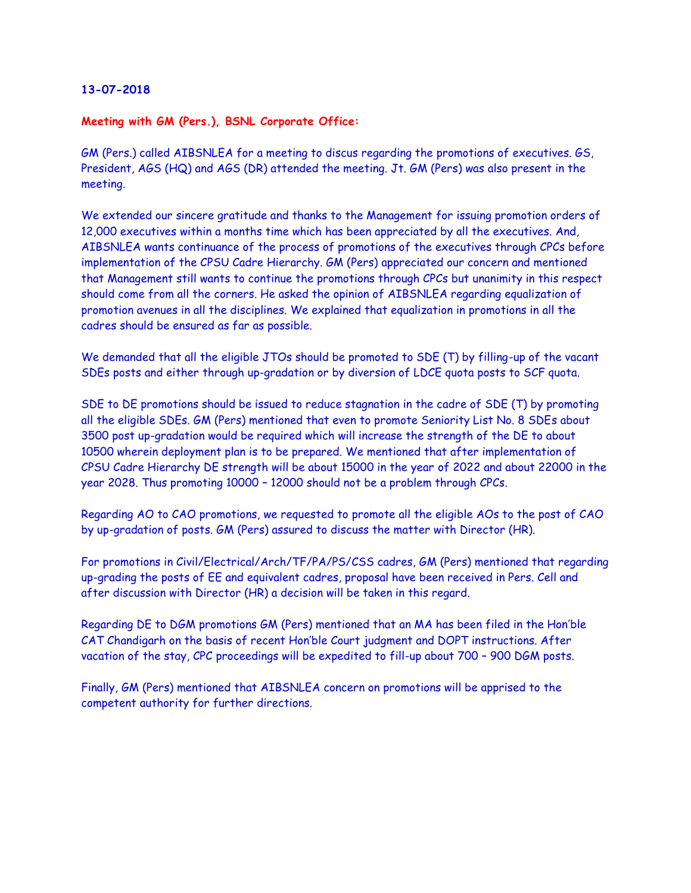**13-07-2018**

**Meeting with GM (Pers.), BSNL Corporate Office:**

GM (Pers.) called AIBSNLEA for a meeting to discus regarding the promotions of executives. GS, President, AGS (HQ) and AGS (DR) attended the meeting. Jt. GM (Pers) was also present in the meeting.

We extended our sincere gratitude and thanks to the Management for issuing promotion orders of 12,000 executives within a months time which has been appreciated by all the executives. And, AIBSNLEA wants continuance of the process of promotions of the executives through CPCs before implementation of the CPSU Cadre Hierarchy. GM (Pers) appreciated our concern and mentioned that Management still wants to continue the promotions through CPCs but unanimity in this respect should come from all the corners. He asked the opinion of AIBSNLEA regarding equalization of promotion avenues in all the disciplines. We explained that equalization in promotions in all the cadres should be ensured as far as possible.

We demanded that all the eligible JTOs should be promoted to SDE (T) by filling-up of the vacant SDEs posts and either through up-gradation or by diversion of LDCE quota posts to SCF quota.

SDE to DE promotions should be issued to reduce stagnation in the cadre of SDE (T) by promoting all the eligible SDEs. GM (Pers) mentioned that even to promote Seniority List No. 8 SDEs about 3500 post up-gradation would be required which will increase the strength of the DE to about 10500 wherein deployment plan is to be prepared. We mentioned that after implementation of CPSU Cadre Hierarchy DE strength will be about 15000 in the year of 2022 and about 22000 in the year 2028. Thus promoting 10000 – 12000 should not be a problem through CPCs.

Regarding AO to CAO promotions, we requested to promote all the eligible AOs to the post of CAO by up-gradation of posts. GM (Pers) assured to discuss the matter with Director (HR).

For promotions in Civil/Electrical/Arch/TF/PA/PS/CSS cadres, GM (Pers) mentioned that regarding up-grading the posts of EE and equivalent cadres, proposal have been received in Pers. Cell and after discussion with Director (HR) a decision will be taken in this regard.

Regarding DE to DGM promotions GM (Pers) mentioned that an MA has been filed in the Hon'ble CAT Chandigarh on the basis of recent Hon'ble Court judgment and DOPT instructions. After vacation of the stay, CPC proceedings will be expedited to fill-up about 700 – 900 DGM posts.

Finally, GM (Pers) mentioned that AIBSNLEA concern on promotions will be apprised to the competent authority for further directions.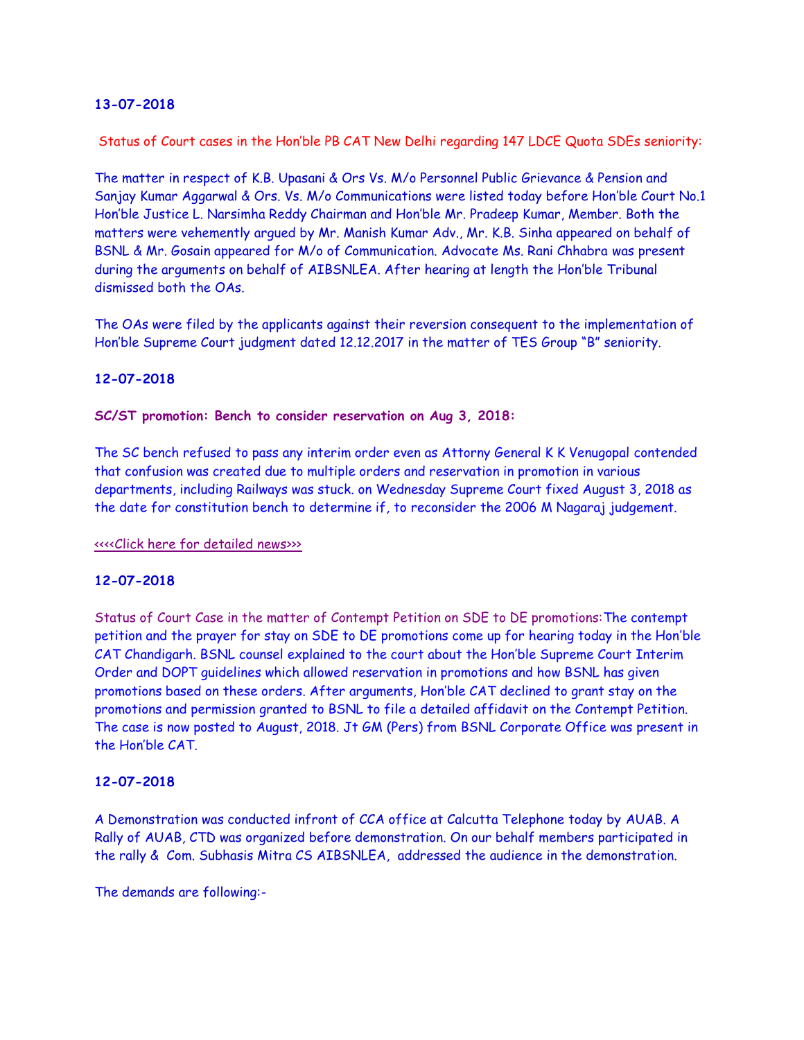**13-07-2018**

Status of Court cases in the Hon'ble PB CAT New Delhi regarding 147 LDCE Quota SDEs seniority:

The matter in respect of K.B. Upasani & Ors Vs. M/o Personnel Public Grievance & Pension and Sanjay Kumar Aggarwal & Ors. Vs. M/o Communications were listed today before Hon'ble Court No.1 Hon'ble Justice L. Narsimha Reddy Chairman and Hon'ble Mr. Pradeep Kumar, Member. Both the matters were vehemently argued by Mr. Manish Kumar Adv., Mr. K.B. Sinha appeared on behalf of BSNL & Mr. Gosain appeared for M/o of Communication. Advocate Ms. Rani Chhabra was present during the arguments on behalf of AIBSNLEA. After hearing at length the Hon'ble Tribunal dismissed both the OAs.

The OAs were filed by the applicants against their reversion consequent to the implementation of Hon'ble Supreme Court judgment dated 12.12.2017 in the matter of TES Group "B" seniority.

**12-07-2018**

**SC/ST promotion: Bench to consider reservation on Aug 3, 2018:**

The SC bench refused to pass any interim order even as Attorny General K K Venugopal contended that confusion was created due to multiple orders and reservation in promotion in various departments, including Railways was stuck. on Wednesday Supreme Court fixed August 3, 2018 as the date for constitution bench to determine if, to reconsider the 2006 M Nagaraj judgement.

<<<<Click here for detailed news>>>

**12-07-2018**

Status of Court Case in the matter of Contempt Petition on SDE to DE promotions:The contempt petition and the prayer for stay on SDE to DE promotions come up for hearing today in the Hon'ble CAT Chandigarh. BSNL counsel explained to the court about the Hon'ble Supreme Court Interim Order and DOPT guidelines which allowed reservation in promotions and how BSNL has given promotions based on these orders. After arguments, Hon'ble CAT declined to grant stay on the promotions and permission granted to BSNL to file a detailed affidavit on the Contempt Petition. The case is now posted to August, 2018. Jt GM (Pers) from BSNL Corporate Office was present in the Hon'ble CAT.

**12-07-2018**

A Demonstration was conducted infront of CCA office at Calcutta Telephone today by AUAB. A Rally of AUAB, CTD was organized before demonstration. On our behalf members participated in the rally & Com. Subhasis Mitra CS AIBSNLEA, addressed the audience in the demonstration.

The demands are following:-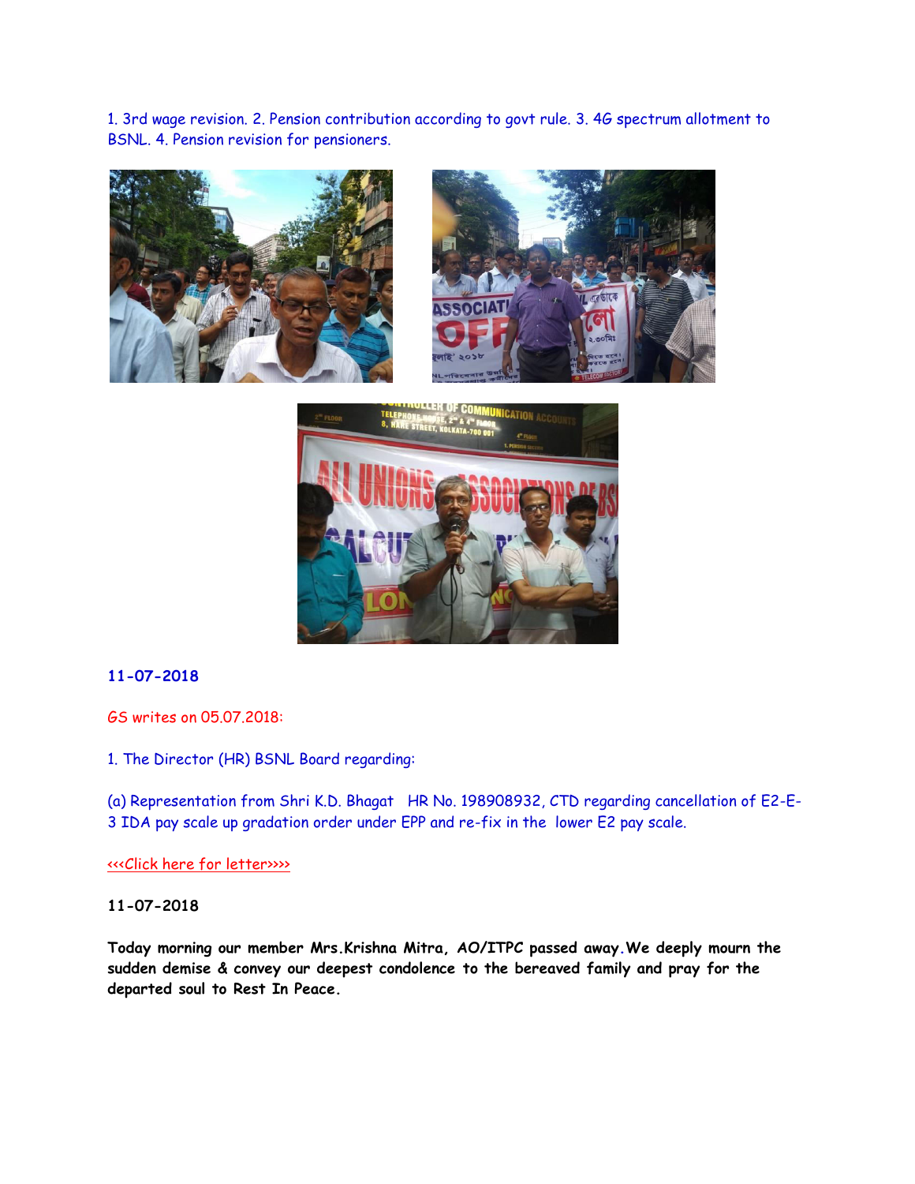1. 3rd wage revision. 2. Pension contribution according to govt rule. 3. 4G spectrum allotment to BSNL. 4. Pension revision for pensioners.

**11-07-2018**

GS writes on 05.07.2018:

1. The Director (HR) BSNL Board regarding:

(a) Representation from Shri K.D. Bhagat HR No. 198908932, CTD regarding cancellation of E2-E-3 IDA pay scale up gradation order under EPP and re-fix in the lower E2 pay scale.

<<<Click here for letter>>>>

**11-07-2018**

**Today morning our member Mrs.Krishna Mitra, AO/ITPC passed away.We deeply mourn the sudden demise & convey our deepest condolence to the bereaved family and pray for the departed soul to Rest In Peace.**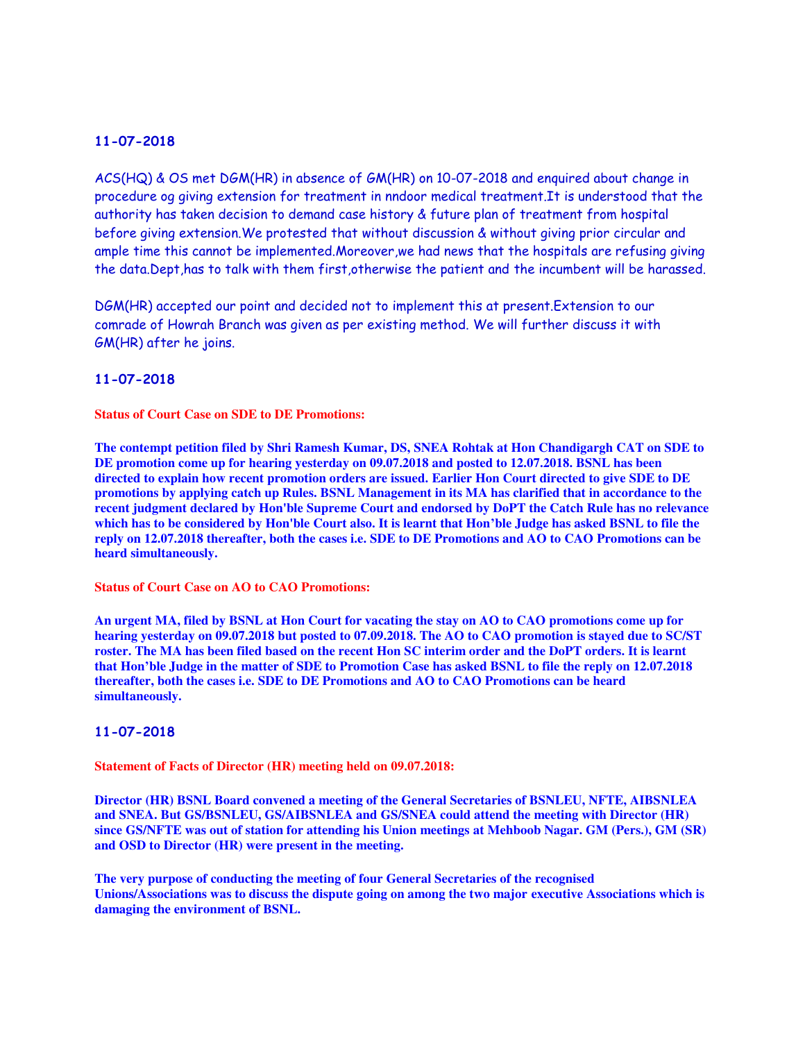### 11-07-2018

ACS(HQ) & OS met DGM(HR) in absence of GM(HR) on 10-07-2018 and enquired about change in procedure og giving extension for treatment in nndoor medical treatment.It is understood that the authority has taken decision to demand case history & future plan of treatment from hospital before giving extension.We protested that without discussion & without giving prior circular and ample time this cannot be implemented.Moreover,we had news that the hospitals are refusing giving the data.Dept,has to talk with them first,otherwise the patient and the incumbent will be harassed.

DGM(HR) accepted our point and decided not to implement this at present.Extension to our comrade of Howrah Branch was given as per existing method. We will further discuss it with GM(HR) after he joins.

### 11-07-2018

**Status of Court Case on SDE to DE Promotions:**

**The contempt petition filed by Shri Ramesh Kumar, DS, SNEA Rohtak at Hon Chandigargh CAT on SDE to DE promotion come up for hearing yesterday on 09.07.2018 and posted to 12.07.2018. BSNL has been directed to explain how recent promotion orders are issued. Earlier Hon Court directed to give SDE to DE promotions by applying catch up Rules. BSNL Management in its MA has clarified that in accordance to the recent judgment declared by Hon'ble Supreme Court and endorsed by DoPT the Catch Rule has no relevance which has to be considered by Hon'ble Court also. It is learnt that Hon'ble Judge has asked BSNL to file the reply on 12.07.2018 thereafter, both the cases i.e. SDE to DE Promotions and AO to CAO Promotions can be heard simultaneously.**

**Status of Court Case on AO to CAO Promotions:**

**An urgent MA, filed by BSNL at Hon Court for vacating the stay on AO to CAO promotions come up for hearing yesterday on 09.07.2018 but posted to 07.09.2018. The AO to CAO promotion is stayed due to SC/ST roster. The MA has been filed based on the recent Hon SC interim order and the DoPT orders. It is learnt that Hon'ble Judge in the matter of SDE to Promotion Case has asked BSNL to file the reply on 12.07.2018 thereafter, both the cases i.e. SDE to DE Promotions and AO to CAO Promotions can be heard simultaneously.**

### 11-07-2018

**Statement of Facts of Director (HR) meeting held on 09.07.2018:**

**Director (HR) BSNL Board convened a meeting of the General Secretaries of BSNLEU, NFTE, AIBSNLEA and SNEA. But GS/BSNLEU, GS/AIBSNLEA and GS/SNEA could attend the meeting with Director (HR) since GS/NFTE was out of station for attending his Union meetings at Mehboob Nagar. GM (Pers.), GM (SR) and OSD to Director (HR) were present in the meeting.**

**The very purpose of conducting the meeting of four General Secretaries of the recognised Unions/Associations was to discuss the dispute going on among the two major executive Associations which is damaging the environment of BSNL.**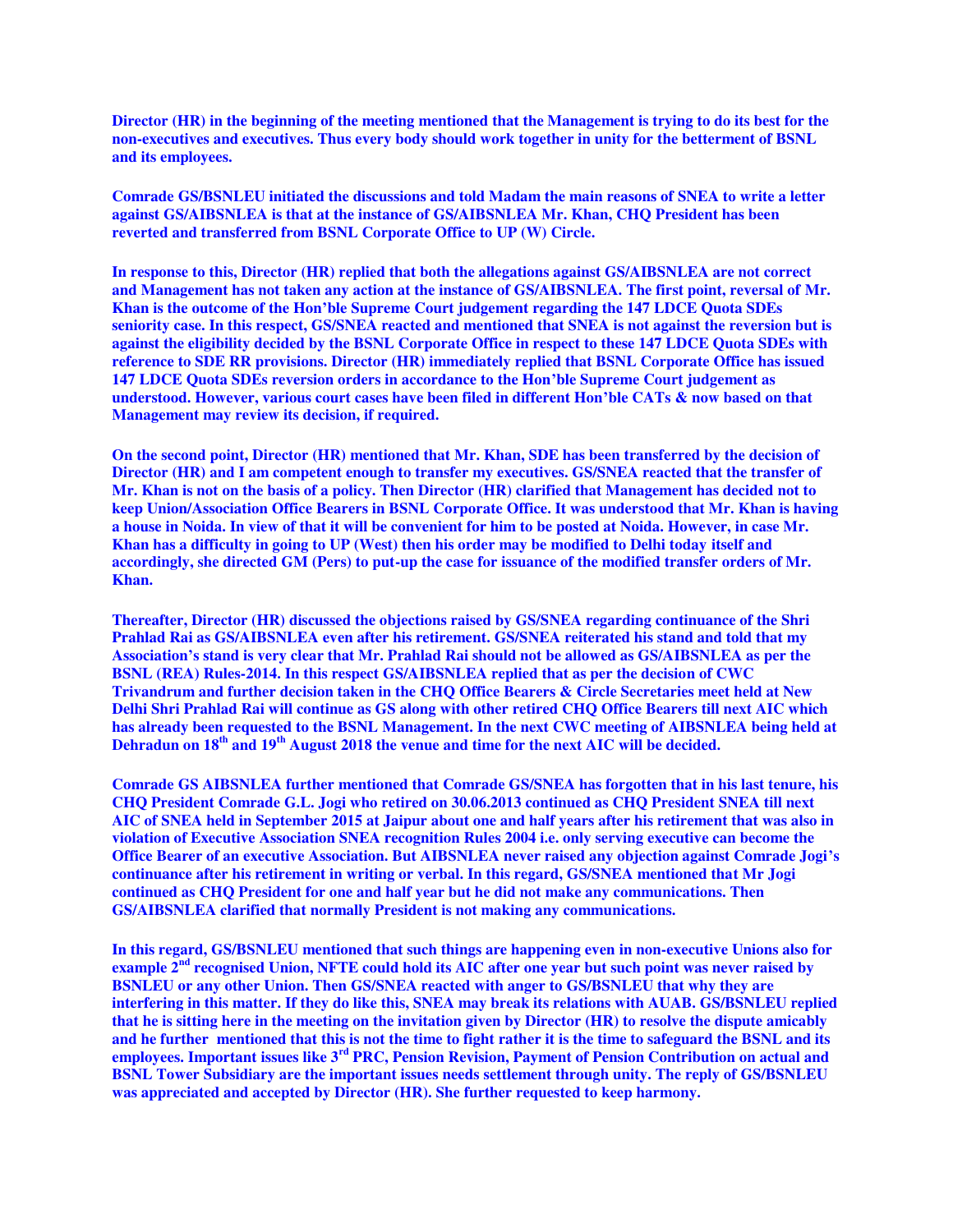**Director (HR) in the beginning of the meeting mentioned that the Management is trying to do its best for the non-executives and executives. Thus every body should work together in unity for the betterment of BSNL and its employees.**

**Comrade GS/BSNLEU initiated the discussions and told Madam the main reasons of SNEA to write a letter against GS/AIBSNLEA is that at the instance of GS/AIBSNLEA Mr. Khan, CHQ President has been reverted and transferred from BSNL Corporate Office to UP (W) Circle.**

**In response to this, Director (HR) replied that both the allegations against GS/AIBSNLEA are not correct and Management has not taken any action at the instance of GS/AIBSNLEA. The first point, reversal of Mr. Khan is the outcome of the Hon'ble Supreme Court judgement regarding the 147 LDCE Quota SDEs seniority case. In this respect, GS/SNEA reacted and mentioned that SNEA is not against the reversion but is against the eligibility decided by the BSNL Corporate Office in respect to these 147 LDCE Quota SDEs with reference to SDE RR provisions. Director (HR) immediately replied that BSNL Corporate Office has issued 147 LDCE Quota SDEs reversion orders in accordance to the Hon'ble Supreme Court judgement as understood. However, various court cases have been filed in different Hon'ble CATs & now based on that Management may review its decision, if required.**

**On the second point, Director (HR) mentioned that Mr. Khan, SDE has been transferred by the decision of Director (HR) and I am competent enough to transfer my executives. GS/SNEA reacted that the transfer of Mr. Khan is not on the basis of a policy. Then Director (HR) clarified that Management has decided not to keep Union/Association Office Bearers in BSNL Corporate Office. It was understood that Mr. Khan is having a house in Noida. In view of that it will be convenient for him to be posted at Noida. However, in case Mr. Khan has a difficulty in going to UP (West) then his order may be modified to Delhi today itself and accordingly, she directed GM (Pers) to put-up the case for issuance of the modified transfer orders of Mr. Khan.**

**Thereafter, Director (HR) discussed the objections raised by GS/SNEA regarding continuance of the Shri Prahlad Rai as GS/AIBSNLEA even after his retirement. GS/SNEA reiterated his stand and told that my Association's stand is very clear that Mr. Prahlad Rai should not be allowed as GS/AIBSNLEA as per the BSNL (REA) Rules-2014. In this respect GS/AIBSNLEA replied that as per the decision of CWC Trivandrum and further decision taken in the CHQ Office Bearers & Circle Secretaries meet held at New Delhi Shri Prahlad Rai will continue as GS along with other retired CHQ Office Bearers till next AIC which has already been requested to the BSNL Management. In the next CWC meeting of AIBSNLEA being held at Dehradun on 18th and 19th August 2018 the venue and time for the next AIC will be decided.**

**Comrade GS AIBSNLEA further mentioned that Comrade GS/SNEA has forgotten that in his last tenure, his CHQ President Comrade G.L. Jogi who retired on 30.06.2013 continued as CHQ President SNEA till next AIC of SNEA held in September 2015 at Jaipur about one and half years after his retirement that was also in violation of Executive Association SNEA recognition Rules 2004 i.e. only serving executive can become the Office Bearer of an executive Association. But AIBSNLEA never raised any objection against Comrade Jogi's continuance after his retirement in writing or verbal. In this regard, GS/SNEA mentioned that Mr Jogi continued as CHQ President for one and half year but he did not make any communications. Then GS/AIBSNLEA clarified that normally President is not making any communications.**

**In this regard, GS/BSNLEU mentioned that such things are happening even in non-executive Unions also for example 2nd recognised Union, NFTE could hold its AIC after one year but such point was never raised by BSNLEU or any other Union. Then GS/SNEA reacted with anger to GS/BSNLEU that why they are interfering in this matter. If they do like this, SNEA may break its relations with AUAB. GS/BSNLEU replied that he is sitting here in the meeting on the invitation given by Director (HR) to resolve the dispute amicably and he further mentioned that this is not the time to fight rather it is the time to safeguard the BSNL and its employees. Important issues like 3rd PRC, Pension Revision, Payment of Pension Contribution on actual and BSNL Tower Subsidiary are the important issues needs settlement through unity. The reply of GS/BSNLEU was appreciated and accepted by Director (HR). She further requested to keep harmony.**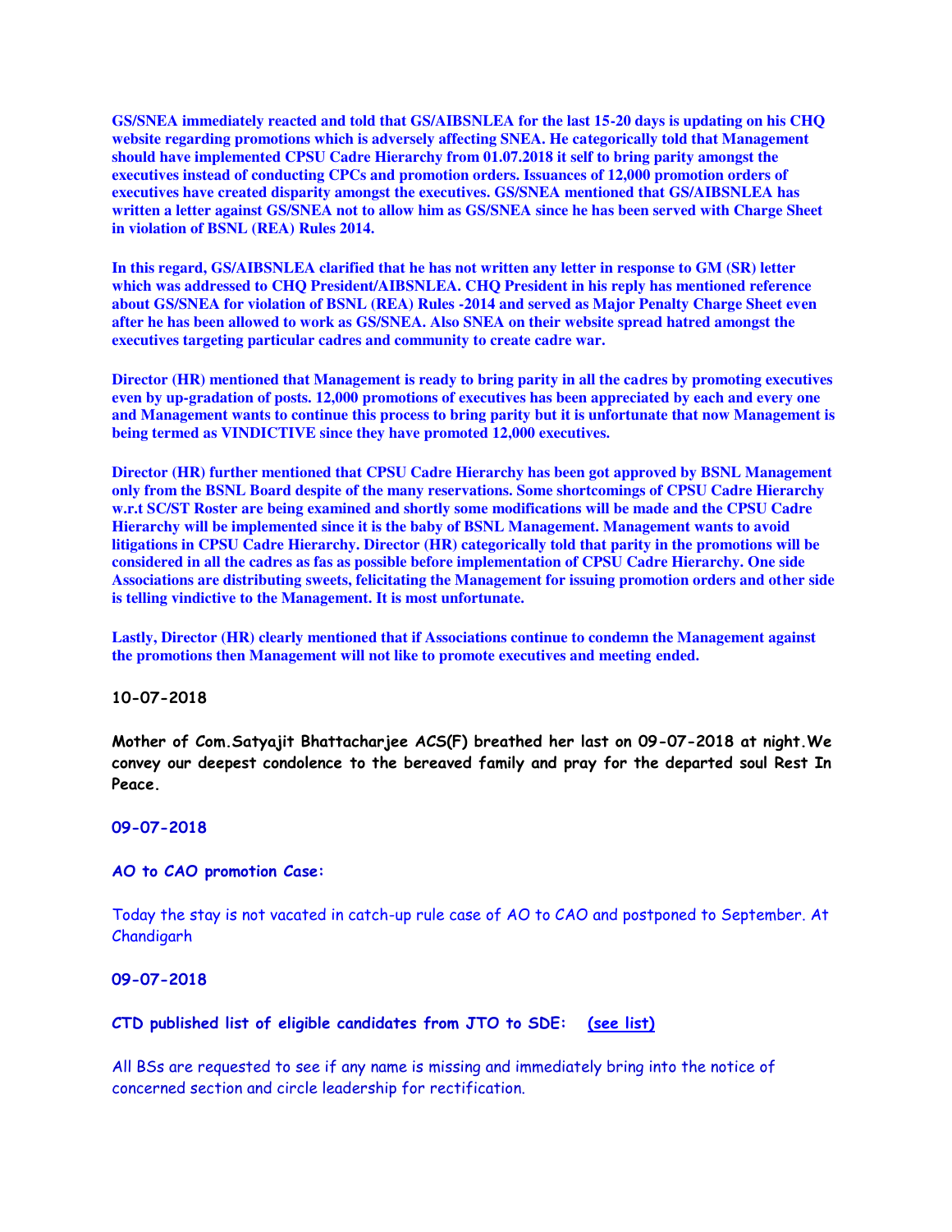**GS/SNEA immediately reacted and told that GS/AIBSNLEA for the last 15-20 days is updating on his CHQ website regarding promotions which is adversely affecting SNEA. He categorically told that Management should have implemented CPSU Cadre Hierarchy from 01.07.2018 it self to bring parity amongst the executives instead of conducting CPCs and promotion orders. Issuances of 12,000 promotion orders of executives have created disparity amongst the executives. GS/SNEA mentioned that GS/AIBSNLEA has written a letter against GS/SNEA not to allow him as GS/SNEA since he has been served with Charge Sheet in violation of BSNL (REA) Rules 2014.**

**In this regard, GS/AIBSNLEA clarified that he has not written any letter in response to GM (SR) letter which was addressed to CHQ President/AIBSNLEA. CHQ President in his reply has mentioned reference about GS/SNEA for violation of BSNL (REA) Rules -2014 and served as Major Penalty Charge Sheet even after he has been allowed to work as GS/SNEA. Also SNEA on their website spread hatred amongst the executives targeting particular cadres and community to create cadre war.**

**Director (HR) mentioned that Management is ready to bring parity in all the cadres by promoting executives even by up-gradation of posts. 12,000 promotions of executives has been appreciated by each and every one and Management wants to continue this process to bring parity but it is unfortunate that now Management is being termed as VINDICTIVE since they have promoted 12,000 executives.**

**Director (HR) further mentioned that CPSU Cadre Hierarchy has been got approved by BSNL Management only from the BSNL Board despite of the many reservations. Some shortcomings of CPSU Cadre Hierarchy w.r.t SC/ST Roster are being examined and shortly some modifications will be made and the CPSU Cadre Hierarchy will be implemented since it is the baby of BSNL Management. Management wants to avoid litigations in CPSU Cadre Hierarchy. Director (HR) categorically told that parity in the promotions will be considered in all the cadres as fas as possible before implementation of CPSU Cadre Hierarchy. One side Associations are distributing sweets, felicitating the Management for issuing promotion orders and other side is telling vindictive to the Management. It is most unfortunate.**

**Lastly, Director (HR) clearly mentioned that if Associations continue to condemn the Management against the promotions then Management will not like to promote executives and meeting ended.**

**10-07-2018**

**Mother of Com.Satyajit Bhattacharjee ACS(F) breathed her last on 09-07-2018 at night.We convey our deepest condolence to the bereaved family and pray for the departed soul Rest In Peace.**

**09-07-2018**

**AO to CAO promotion Case:**

Today the stay is not vacated in catch-up rule case of AO to CAO and postponed to September. At Chandigarh

**09-07-2018**

**CTD published list of eligible candidates from JTO to SDE: (see list)**

All BSs are requested to see if any name is missing and immediately bring into the notice of concerned section and circle leadership for rectification.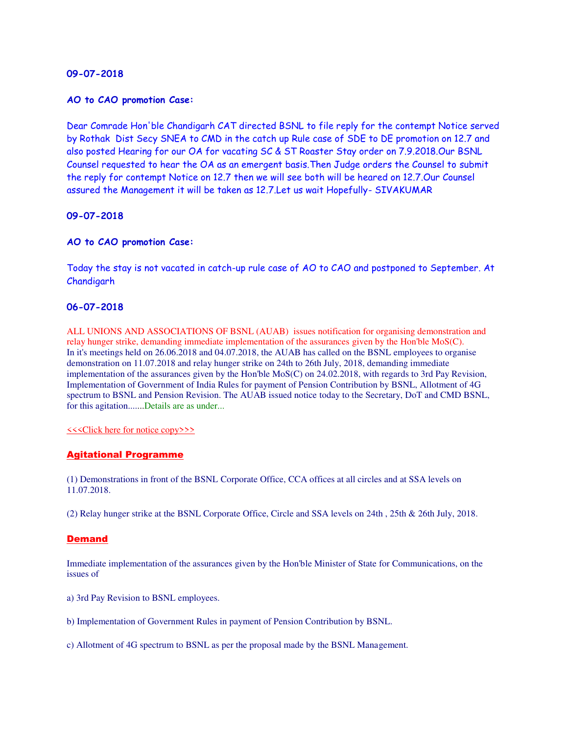**09-07-2018**

**AO to CAO promotion Case:**

Dear Comrade Hon'ble Chandigarh CAT directed BSNL to file reply for the contempt Notice served by Rothak Dist Secy SNEA to CMD in the catch up Rule case of SDE to DE promotion on 12.7 and also posted Hearing for our OA for vacating SC & ST Roaster Stay order on 7.9.2018.Our BSNL Counsel requested to hear the OA as an emergent basis.Then Judge orders the Counsel to submit the reply for contempt Notice on 12.7 then we will see both will be heared on 12.7.Our Counsel assured the Management it will be taken as 12.7.Let us wait Hopefully- SIVAKUMAR

**09-07-2018**

**AO to CAO promotion Case:**

Today the stay is not vacated in catch-up rule case of AO to CAO and postponed to September. At Chandigarh

**06-07-2018**

ALL UNIONS AND ASSOCIATIONS OF BSNL (AUAB) issues notification for organising demonstration and relay hunger strike, demanding immediate implementation of the assurances given by the Hon'ble MoS(C).
In it's meetings held on 26.06.2018 and 04.07.2018, the AUAB has called on the BSNL employees to organise demonstration on 11.07.2018 and relay hunger strike on 24th to 26th July, 2018, demanding immediate implementation of the assurances given by the Hon'ble MoS(C) on 24.02.2018, with regards to 3rd Pay Revision, Implementation of Government of India Rules for payment of Pension Contribution by BSNL, Allotment of 4G spectrum to BSNL and Pension Revision. The AUAB issued notice today to the Secretary, DoT and CMD BSNL, for this agitation.......Details are as under...

<<<Click here for notice copy>>>

**Agitational Programme**

(1) Demonstrations in front of the BSNL Corporate Office, CCA offices at all circles and at SSA levels on 11.07.2018.

(2) Relay hunger strike at the BSNL Corporate Office, Circle and SSA levels on 24th , 25th & 26th July, 2018.

**Demand**

Immediate implementation of the assurances given by the Hon'ble Minister of State for Communications, on the issues of

a) 3rd Pay Revision to BSNL employees.

b) Implementation of Government Rules in payment of Pension Contribution by BSNL.

c) Allotment of 4G spectrum to BSNL as per the proposal made by the BSNL Management.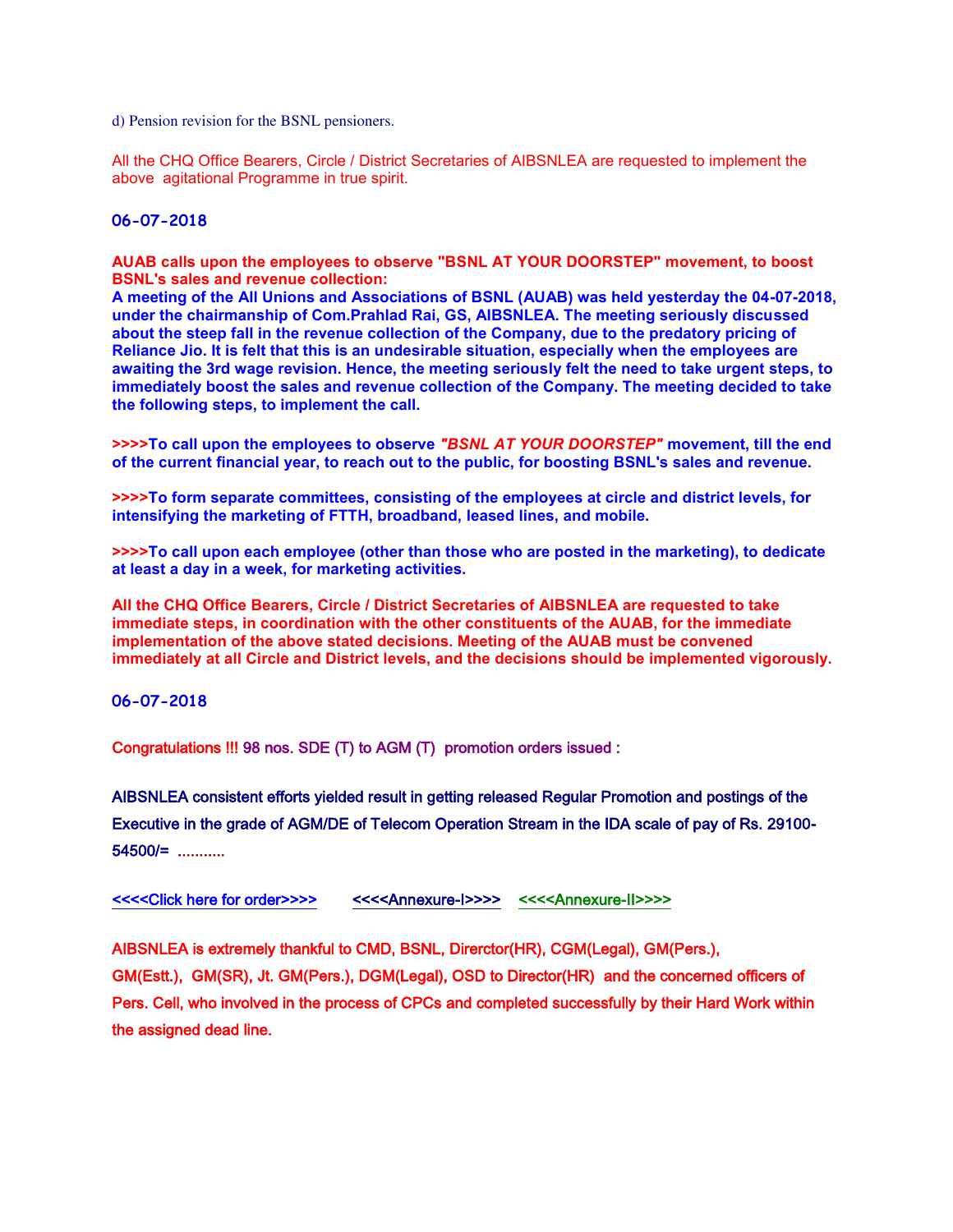d) Pension revision for the BSNL pensioners.

All the CHQ Office Bearers, Circle / District Secretaries of AIBSNLEA are requested to implement the above agitational Programme in true spirit.

**06-07-2018**

**AUAB calls upon the employees to observe "BSNL AT YOUR DOORSTEP" movement, to boost BSNL's sales and revenue collection:**

**A meeting of the All Unions and Associations of BSNL (AUAB) was held yesterday the 04-07-2018, under the chairmanship of Com.Prahlad Rai, GS, AIBSNLEA. The meeting seriously discussed about the steep fall in the revenue collection of the Company, due to the predatory pricing of Reliance Jio. It is felt that this is an undesirable situation, especially when the employees are awaiting the 3rd wage revision. Hence, the meeting seriously felt the need to take urgent steps, to immediately boost the sales and revenue collection of the Company. The meeting decided to take the following steps, to implement the call.**

**>>>>To call upon the employees to observe *"BSNL AT YOUR DOORSTEP"* movement, till the end of the current financial year, to reach out to the public, for boosting BSNL's sales and revenue.**

**>>>>To form separate committees, consisting of the employees at circle and district levels, for intensifying the marketing of FTTH, broadband, leased lines, and mobile.**

**>>>>To call upon each employee (other than those who are posted in the marketing), to dedicate at least a day in a week, for marketing activities.**

**All the CHQ Office Bearers, Circle / District Secretaries of AIBSNLEA are requested to take immediate steps, in coordination with the other constituents of the AUAB, for the immediate implementation of the above stated decisions. Meeting of the AUAB must be convened immediately at all Circle and District levels, and the decisions should be implemented vigorously.**

**06-07-2018**

Congratulations !!! 98 nos. SDE (T) to AGM (T) promotion orders issued :

AIBSNLEA consistent efforts yielded result in getting released Regular Promotion and postings of the Executive in the grade of AGM/DE of Telecom Operation Stream in the IDA scale of pay of Rs. 29100-54500/= ...........

<<<<Click here for order>>>> <<<<Annexure-I>>>> <<<<Annexure-II>>>>

AIBSNLEA is extremely thankful to CMD, BSNL, Direrctor(HR), CGM(Legal), GM(Pers.), GM(Estt.), GM(SR), Jt. GM(Pers.), DGM(Legal), OSD to Director(HR) and the concerned officers of Pers. Cell, who involved in the process of CPCs and completed successfully by their Hard Work within the assigned dead line.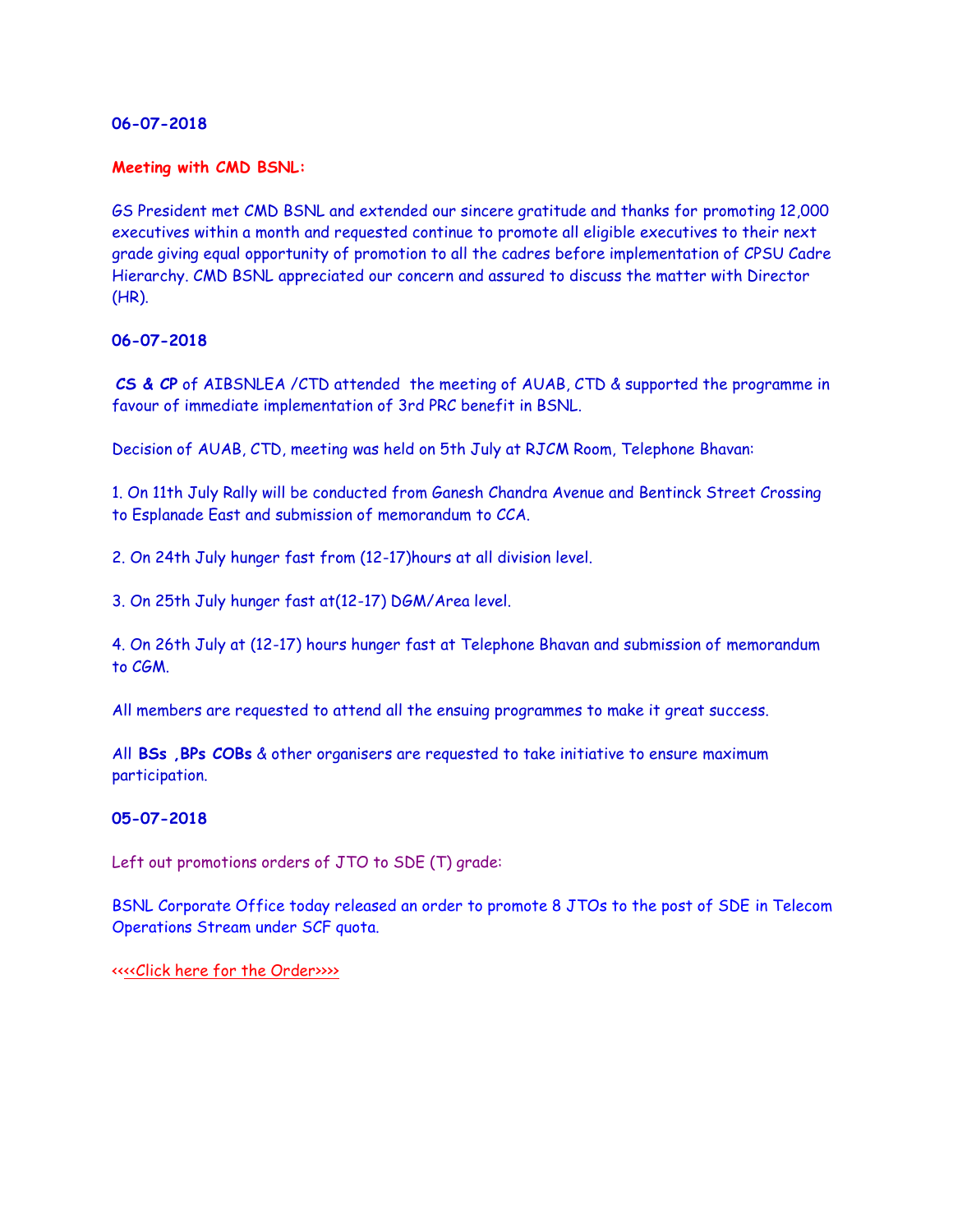**06-07-2018**

**Meeting with CMD BSNL:**

GS President met CMD BSNL and extended our sincere gratitude and thanks for promoting 12,000 executives within a month and requested continue to promote all eligible executives to their next grade giving equal opportunity of promotion to all the cadres before implementation of CPSU Cadre Hierarchy. CMD BSNL appreciated our concern and assured to discuss the matter with Director (HR).

**06-07-2018**

**CS & CP** of AIBSNLEA /CTD attended the meeting of AUAB, CTD & supported the programme in favour of immediate implementation of 3rd PRC benefit in BSNL.

Decision of AUAB, CTD, meeting was held on 5th July at RJCM Room, Telephone Bhavan:

1. On 11th July Rally will be conducted from Ganesh Chandra Avenue and Bentinck Street Crossing to Esplanade East and submission of memorandum to CCA.

2. On 24th July hunger fast from (12-17)hours at all division level.

3. On 25th July hunger fast at(12-17) DGM/Area level.

4. On 26th July at (12-17) hours hunger fast at Telephone Bhavan and submission of memorandum to CGM.

All members are requested to attend all the ensuing programmes to make it great success.

All **BSs ,BPs COBs** & other organisers are requested to take initiative to ensure maximum participation.

**05-07-2018**

Left out promotions orders of JTO to SDE (T) grade:

BSNL Corporate Office today released an order to promote 8 JTOs to the post of SDE in Telecom Operations Stream under SCF quota.

<<<<Click here for the Order>>>>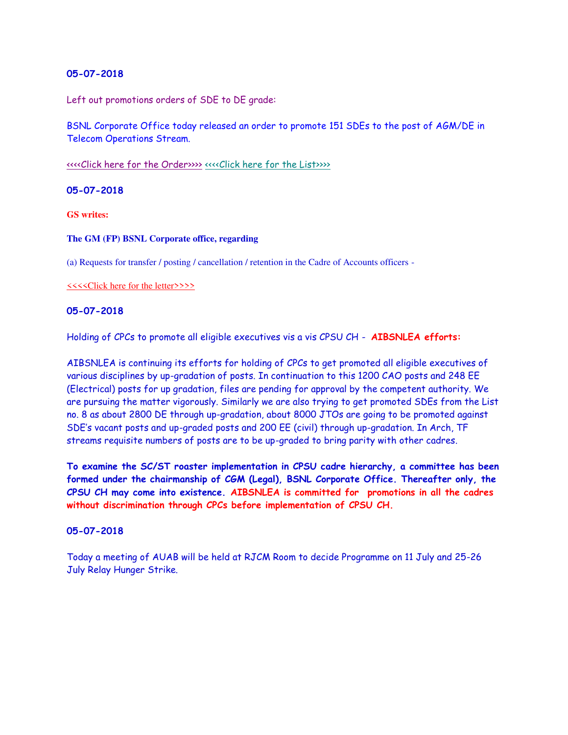**05-07-2018**

Left out promotions orders of SDE to DE grade:

BSNL Corporate Office today released an order to promote 151 SDEs to the post of AGM/DE in Telecom Operations Stream.

<<<<Click here for the Order>>>> <<<<Click here for the List>>>>

**05-07-2018**

**GS writes:**

**The GM (FP) BSNL Corporate office, regarding**

(a) Requests for transfer / posting / cancellation / retention in the Cadre of Accounts officers -

<<<<Click here for the letter>>>>

**05-07-2018**

Holding of CPCs to promote all eligible executives vis a vis CPSU CH - **AIBSNLEA efforts:**

AIBSNLEA is continuing its efforts for holding of CPCs to get promoted all eligible executives of various disciplines by up-gradation of posts. In continuation to this 1200 CAO posts and 248 EE (Electrical) posts for up gradation, files are pending for approval by the competent authority. We are pursuing the matter vigorously. Similarly we are also trying to get promoted SDEs from the List no. 8 as about 2800 DE through up-gradation, about 8000 JTOs are going to be promoted against SDE's vacant posts and up-graded posts and 200 EE (civil) through up-gradation. In Arch, TF streams requisite numbers of posts are to be up-graded to bring parity with other cadres.

**To examine the SC/ST roaster implementation in CPSU cadre hierarchy, a committee has been formed under the chairmanship of CGM (Legal), BSNL Corporate Office. Thereafter only, the CPSU CH may come into existence. AIBSNLEA is committed for promotions in all the cadres without discrimination through CPCs before implementation of CPSU CH.**

**05-07-2018**

Today a meeting of AUAB will be held at RJCM Room to decide Programme on 11 July and 25-26 July Relay Hunger Strike.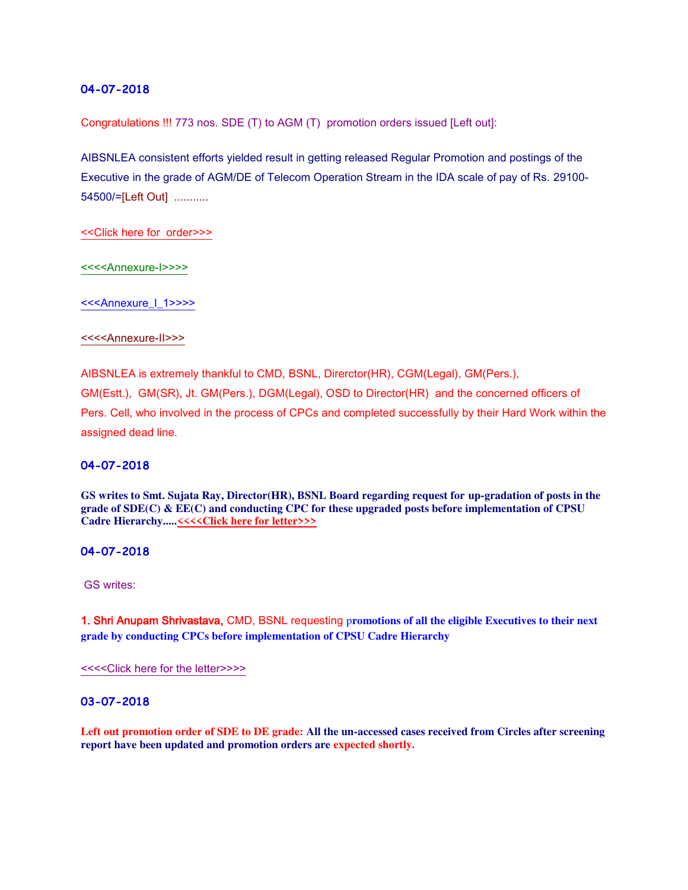### 04-07-2018

Congratulations !!! 773 nos. SDE (T) to AGM (T) promotion orders issued [Left out]:

AIBSNLEA consistent efforts yielded result in getting released Regular Promotion and postings of the Executive in the grade of AGM/DE of Telecom Operation Stream in the IDA scale of pay of Rs. 29100-54500/=[Left Out] ...........

<<Click here for order>>>

<<<<Annexure-I>>>>

<<<Annexure_I_1>>>>

<<<<Annexure-II>>>

AIBSNLEA is extremely thankful to CMD, BSNL, Direrctor(HR), CGM(Legal), GM(Pers.), GM(Estt.), GM(SR), Jt. GM(Pers.), DGM(Legal), OSD to Director(HR) and the concerned officers of Pers. Cell, who involved in the process of CPCs and completed successfully by their Hard Work within the assigned dead line.

### 04-07-2018

**GS writes to Smt. Sujata Ray, Director(HR), BSNL Board regarding request for up-gradation of posts in the grade of SDE(C) & EE(C) and conducting CPC for these upgraded posts before implementation of CPSU Cadre Hierarchy.....<<<<Click here for letter>>>**

### 04-07-2018

GS writes:

1. Shri Anupam Shrivastava, CMD, BSNL requesting **promotions of all the eligible Executives to their next grade by conducting CPCs before implementation of CPSU Cadre Hierarchy**

<<<<Click here for the letter>>>>

### 03-07-2018

**Left out promotion order of SDE to DE grade: All the un-accessed cases received from Circles after screening report have been updated and promotion orders are expected shortly.**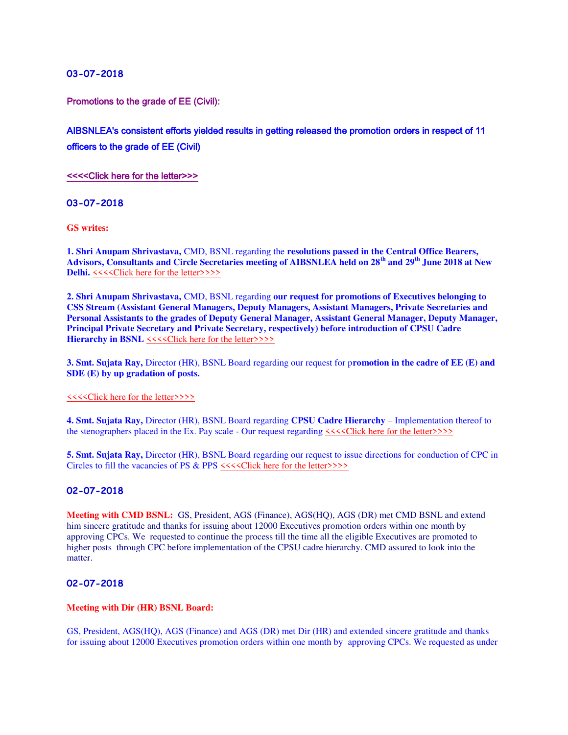### 03-07-2018

**Promotions to the grade of EE (Civil):**

**AIBSNLEA's consistent efforts yielded results in getting released the promotion orders in respect of 11 officers to the grade of EE (Civil)**

<<<<Click here for the letter>>>

### 03-07-2018

**GS writes:**

**1. Shri Anupam Shrivastava,** CMD, BSNL regarding the **resolutions passed in the Central Office Bearers, Advisors, Consultants and Circle Secretaries meeting of AIBSNLEA held on 28th and 29th June 2018 at New Delhi.** <<<<Click here for the letter>>>>

**2. Shri Anupam Shrivastava,** CMD, BSNL regarding **our request for promotions of Executives belonging to CSS Stream (Assistant General Managers, Deputy Managers, Assistant Managers, Private Secretaries and Personal Assistants to the grades of Deputy General Manager, Assistant General Manager, Deputy Manager, Principal Private Secretary and Private Secretary, respectively) before introduction of CPSU Cadre Hierarchy in BSNL** <<<<Click here for the letter>>>>

**3. Smt. Sujata Ray,** Director (HR), BSNL Board regarding our request for p**romotion in the cadre of EE (E) and SDE (E) by up gradation of posts.**

<<<<Click here for the letter>>>>

**4. Smt. Sujata Ray,** Director (HR), BSNL Board regarding **CPSU Cadre Hierarchy** – Implementation thereof to the stenographers placed in the Ex. Pay scale - Our request regarding <<<<Click here for the letter>>>>

**5. Smt. Sujata Ray,** Director (HR), BSNL Board regarding our request to issue directions for conduction of CPC in Circles to fill the vacancies of PS & PPS <<<<Click here for the letter>>>>

### 02-07-2018

**Meeting with CMD BSNL:** GS, President, AGS (Finance), AGS(HQ), AGS (DR) met CMD BSNL and extend him sincere gratitude and thanks for issuing about 12000 Executives promotion orders within one month by approving CPCs. We requested to continue the process till the time all the eligible Executives are promoted to higher posts through CPC before implementation of the CPSU cadre hierarchy. CMD assured to look into the matter.

### 02-07-2018

**Meeting with Dir (HR) BSNL Board:**

GS, President, AGS(HQ), AGS (Finance) and AGS (DR) met Dir (HR) and extended sincere gratitude and thanks for issuing about 12000 Executives promotion orders within one month by approving CPCs. We requested as under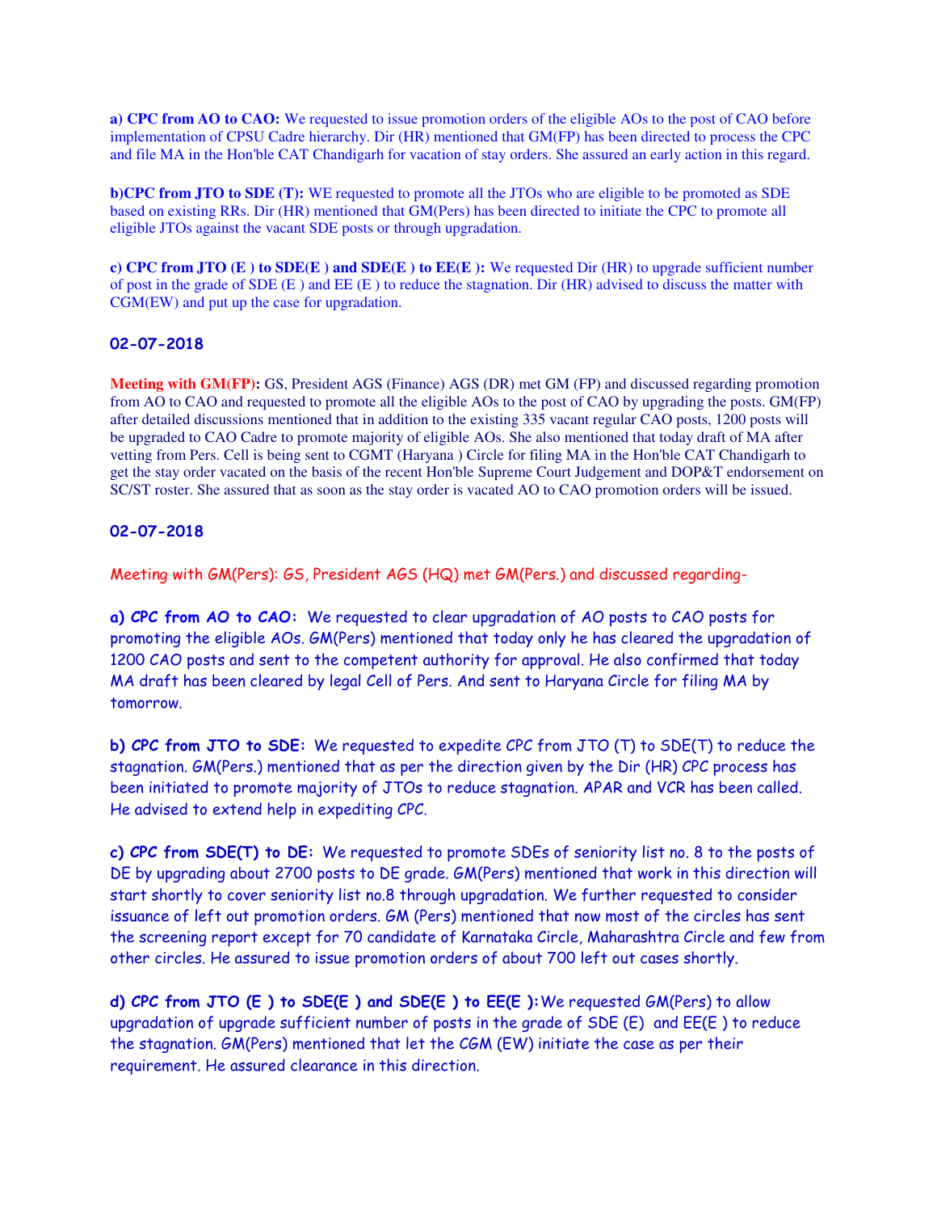**a) CPC from AO to CAO:** We requested to issue promotion orders of the eligible AOs to the post of CAO before implementation of CPSU Cadre hierarchy. Dir (HR) mentioned that GM(FP) has been directed to process the CPC and file MA in the Hon'ble CAT Chandigarh for vacation of stay orders. She assured an early action in this regard.

**b)CPC from JTO to SDE (T):** WE requested to promote all the JTOs who are eligible to be promoted as SDE based on existing RRs. Dir (HR) mentioned that GM(Pers) has been directed to initiate the CPC to promote all eligible JTOs against the vacant SDE posts or through upgradation.

**c) CPC from JTO (E ) to SDE(E ) and SDE(E ) to EE(E ):** We requested Dir (HR) to upgrade sufficient number of post in the grade of SDE (E ) and EE (E ) to reduce the stagnation. Dir (HR) advised to discuss the matter with CGM(EW) and put up the case for upgradation.

**02-07-2018**

**Meeting with GM(FP):** GS, President AGS (Finance) AGS (DR) met GM (FP) and discussed regarding promotion from AO to CAO and requested to promote all the eligible AOs to the post of CAO by upgrading the posts. GM(FP) after detailed discussions mentioned that in addition to the existing 335 vacant regular CAO posts, 1200 posts will be upgraded to CAO Cadre to promote majority of eligible AOs. She also mentioned that today draft of MA after vetting from Pers. Cell is being sent to CGMT (Haryana ) Circle for filing MA in the Hon'ble CAT Chandigarh to get the stay order vacated on the basis of the recent Hon'ble Supreme Court Judgement and DOP&T endorsement on SC/ST roster. She assured that as soon as the stay order is vacated AO to CAO promotion orders will be issued.

**02-07-2018**

Meeting with GM(Pers): GS, President AGS (HQ) met GM(Pers.) and discussed regarding-

**a) CPC from AO to CAO:** We requested to clear upgradation of AO posts to CAO posts for promoting the eligible AOs. GM(Pers) mentioned that today only he has cleared the upgradation of 1200 CAO posts and sent to the competent authority for approval. He also confirmed that today MA draft has been cleared by legal Cell of Pers. And sent to Haryana Circle for filing MA by tomorrow.

**b) CPC from JTO to SDE:** We requested to expedite CPC from JTO (T) to SDE(T) to reduce the stagnation. GM(Pers.) mentioned that as per the direction given by the Dir (HR) CPC process has been initiated to promote majority of JTOs to reduce stagnation. APAR and VCR has been called. He advised to extend help in expediting CPC.

**c) CPC from SDE(T) to DE:** We requested to promote SDEs of seniority list no. 8 to the posts of DE by upgrading about 2700 posts to DE grade. GM(Pers) mentioned that work in this direction will start shortly to cover seniority list no.8 through upgradation. We further requested to consider issuance of left out promotion orders. GM (Pers) mentioned that now most of the circles has sent the screening report except for 70 candidate of Karnataka Circle, Maharashtra Circle and few from other circles. He assured to issue promotion orders of about 700 left out cases shortly.

**d) CPC from JTO (E ) to SDE(E ) and SDE(E ) to EE(E ):** We requested GM(Pers) to allow upgradation of upgrade sufficient number of posts in the grade of SDE (E) and EE(E ) to reduce the stagnation. GM(Pers) mentioned that let the CGM (EW) initiate the case as per their requirement. He assured clearance in this direction.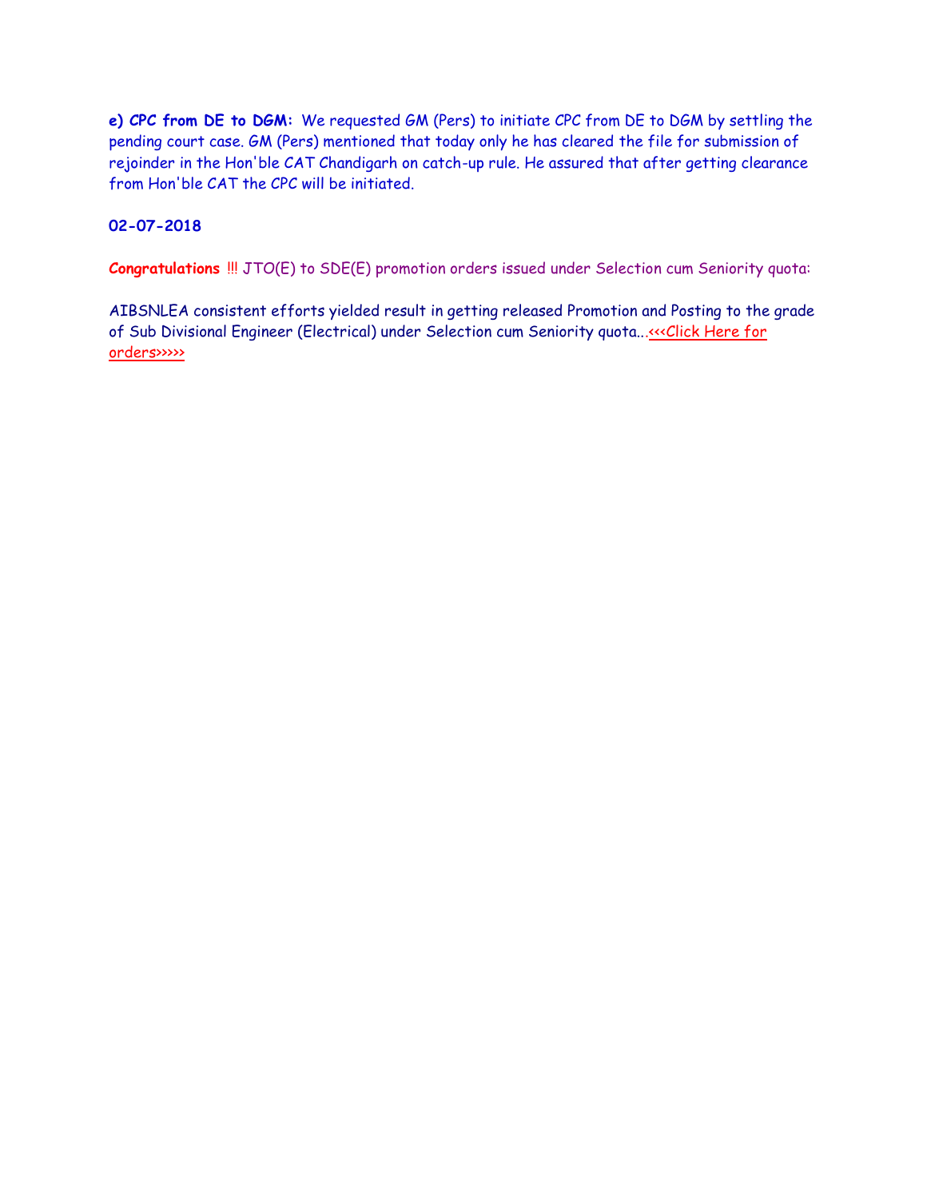**e) CPC from DE to DGM:** We requested GM (Pers) to initiate CPC from DE to DGM by settling the pending court case. GM (Pers) mentioned that today only he has cleared the file for submission of rejoinder in the Hon'ble CAT Chandigarh on catch-up rule. He assured that after getting clearance from Hon'ble CAT the CPC will be initiated.

**02-07-2018**

**Congratulations** !!! JTO(E) to SDE(E) promotion orders issued under Selection cum Seniority quota:

AIBSNLEA consistent efforts yielded result in getting released Promotion and Posting to the grade of Sub Divisional Engineer (Electrical) under Selection cum Seniority quota...<<<Click Here for orders>>>>>